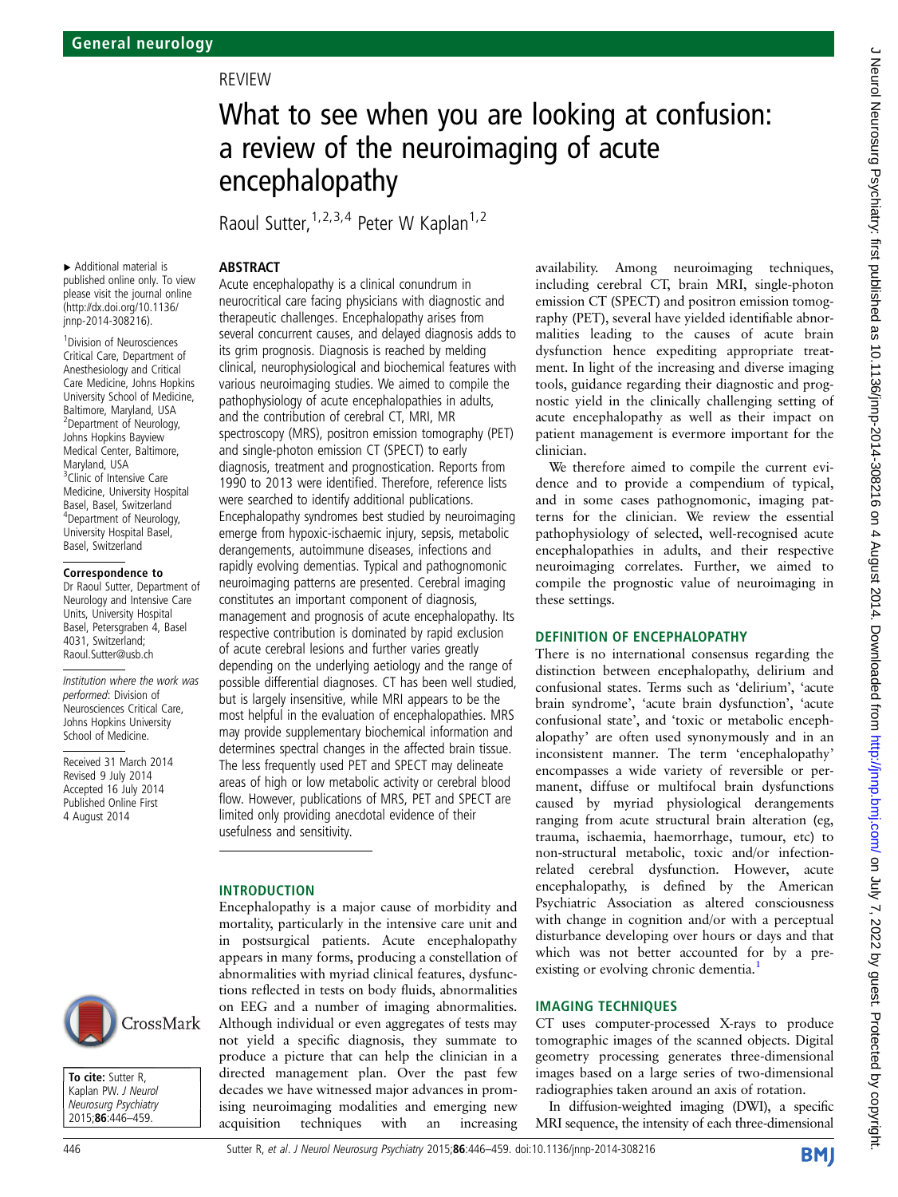General neurology

REVIEW

# What to see when you are looking at confusion: a review of the neuroimaging of acute encephalopathy

Raoul Sutter,[1,2,3,4] Peter W Kaplan[1,2]

► Additional material is published online only. To view please visit the journal online (http://dx.doi.org/10.1136/jnnp-2014-308216).

[1]Division of Neurosciences Critical Care, Department of Anesthesiology and Critical Care Medicine, Johns Hopkins University School of Medicine, Baltimore, Maryland, USA
[2]Department of Neurology, Johns Hopkins Bayview Medical Center, Baltimore, Maryland, USA
[3]Clinic of Intensive Care Medicine, University Hospital Basel, Basel, Switzerland
[4]Department of Neurology, University Hospital Basel, Basel, Switzerland

**Correspondence to**
Dr Raoul Sutter, Department of Neurology and Intensive Care Units, University Hospital Basel, Petersgraben 4, Basel 4031, Switzerland; Raoul.Sutter@usb.ch

*Institution where the work was performed*: Division of Neurosciences Critical Care, Johns Hopkins University School of Medicine.

Received 31 March 2014
Revised 9 July 2014
Accepted 16 July 2014
Published Online First 4 August 2014

**To cite:** Sutter R, Kaplan PW. *J Neurol Neurosurg Psychiatry* 2015;**86**:446–459.

## ABSTRACT

Acute encephalopathy is a clinical conundrum in neurocritical care facing physicians with diagnostic and therapeutic challenges. Encephalopathy arises from several concurrent causes, and delayed diagnosis adds to its grim prognosis. Diagnosis is reached by melding clinical, neurophysiological and biochemical features with various neuroimaging studies. We aimed to compile the pathophysiology of acute encephalopathies in adults, and the contribution of cerebral CT, MRI, MR spectroscopy (MRS), positron emission tomography (PET) and single-photon emission CT (SPECT) to early diagnosis, treatment and prognostication. Reports from 1990 to 2013 were identified. Therefore, reference lists were searched to identify additional publications. Encephalopathy syndromes best studied by neuroimaging emerge from hypoxic-ischaemic injury, sepsis, metabolic derangements, autoimmune diseases, infections and rapidly evolving dementias. Typical and pathognomonic neuroimaging patterns are presented. Cerebral imaging constitutes an important component of diagnosis, management and prognosis of acute encephalopathy. Its respective contribution is dominated by rapid exclusion of acute cerebral lesions and further varies greatly depending on the underlying aetiology and the range of possible differential diagnoses. CT has been well studied, but is largely insensitive, while MRI appears to be the most helpful in the evaluation of encephalopathies. MRS may provide supplementary biochemical information and determines spectral changes in the affected brain tissue. The less frequently used PET and SPECT may delineate areas of high or low metabolic activity or cerebral blood flow. However, publications of MRS, PET and SPECT are limited only providing anecdotal evidence of their usefulness and sensitivity.

## INTRODUCTION

Encephalopathy is a major cause of morbidity and mortality, particularly in the intensive care unit and in postsurgical patients. Acute encephalopathy appears in many forms, producing a constellation of abnormalities with myriad clinical features, dysfunctions reflected in tests on body fluids, abnormalities on EEG and a number of imaging abnormalities. Although individual or even aggregates of tests may not yield a specific diagnosis, they summate to produce a picture that can help the clinician in a directed management plan. Over the past few decades we have witnessed major advances in promising neuroimaging modalities and emerging new acquisition techniques with an increasing availability. Among neuroimaging techniques, including cerebral CT, brain MRI, single-photon emission CT (SPECT) and positron emission tomography (PET), several have yielded identifiable abnormalities leading to the causes of acute brain dysfunction hence expediting appropriate treatment. In light of the increasing and diverse imaging tools, guidance regarding their diagnostic and prognostic yield in the clinically challenging setting of acute encephalopathy as well as their impact on patient management is evermore important for the clinician.

We therefore aimed to compile the current evidence and to provide a compendium of typical, and in some cases pathognomonic, imaging patterns for the clinician. We review the essential pathophysiology of selected, well-recognised acute encephalopathies in adults, and their respective neuroimaging correlates. Further, we aimed to compile the prognostic value of neuroimaging in these settings.

## DEFINITION OF ENCEPHALOPATHY

There is no international consensus regarding the distinction between encephalopathy, delirium and confusional states. Terms such as 'delirium', 'acute brain syndrome', 'acute brain dysfunction', 'acute confusional state', and 'toxic or metabolic encephalopathy' are often used synonymously and in an inconsistent manner. The term 'encephalopathy' encompasses a wide variety of reversible or permanent, diffuse or multifocal brain dysfunctions caused by myriad physiological derangements ranging from acute structural brain alteration (eg, trauma, ischaemia, haemorrhage, tumour, etc) to non-structural metabolic, toxic and/or infection-related cerebral dysfunction. However, acute encephalopathy, is defined by the American Psychiatric Association as altered consciousness with change in cognition and/or with a perceptual disturbance developing over hours or days and that which was not better accounted for by a pre-existing or evolving chronic dementia.[1]

## IMAGING TECHNIQUES

CT uses computer-processed X-rays to produce tomographic images of the scanned objects. Digital geometry processing generates three-dimensional images based on a large series of two-dimensional radiographies taken around an axis of rotation.

In diffusion-weighted imaging (DWI), a specific MRI sequence, the intensity of each three-dimensional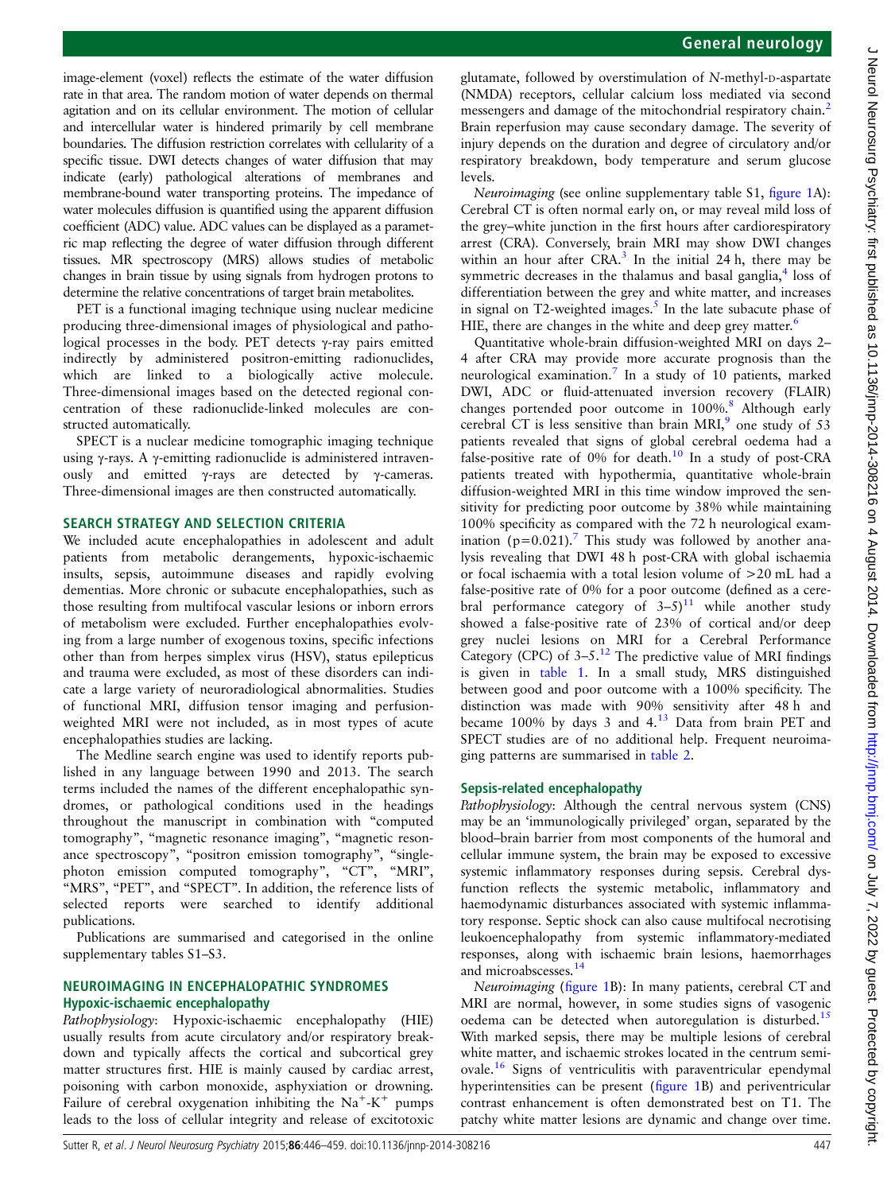image-element (voxel) reflects the estimate of the water diffusion rate in that area. The random motion of water depends on thermal agitation and on its cellular environment. The motion of cellular and intercellular water is hindered primarily by cell membrane boundaries. The diffusion restriction correlates with cellularity of a specific tissue. DWI detects changes of water diffusion that may indicate (early) pathological alterations of membranes and membrane-bound water transporting proteins. The impedance of water molecules diffusion is quantified using the apparent diffusion coefficient (ADC) value. ADC values can be displayed as a parametric map reflecting the degree of water diffusion through different tissues. MR spectroscopy (MRS) allows studies of metabolic changes in brain tissue by using signals from hydrogen protons to determine the relative concentrations of target brain metabolites.

PET is a functional imaging technique using nuclear medicine producing three-dimensional images of physiological and pathological processes in the body. PET detects γ-ray pairs emitted indirectly by administered positron-emitting radionuclides, which are linked to a biologically active molecule. Three-dimensional images based on the detected regional concentration of these radionuclide-linked molecules are constructed automatically.

SPECT is a nuclear medicine tomographic imaging technique using γ-rays. A γ-emitting radionuclide is administered intravenously and emitted γ-rays are detected by γ-cameras. Three-dimensional images are then constructed automatically.

## SEARCH STRATEGY AND SELECTION CRITERIA

We included acute encephalopathies in adolescent and adult patients from metabolic derangements, hypoxic-ischaemic insults, sepsis, autoimmune diseases and rapidly evolving dementias. More chronic or subacute encephalopathies, such as those resulting from multifocal vascular lesions or inborn errors of metabolism were excluded. Further encephalopathies evolving from a large number of exogenous toxins, specific infections other than from herpes simplex virus (HSV), status epilepticus and trauma were excluded, as most of these disorders can indicate a large variety of neuroradiological abnormalities. Studies of functional MRI, diffusion tensor imaging and perfusion-weighted MRI were not included, as in most types of acute encephalopathies studies are lacking.

The Medline search engine was used to identify reports published in any language between 1990 and 2013. The search terms included the names of the different encephalopathic syndromes, or pathological conditions used in the headings throughout the manuscript in combination with "computed tomography", "magnetic resonance imaging", "magnetic resonance spectroscopy", "positron emission tomography", "single-photon emission computed tomography", "CT", "MRI", "MRS", "PET", and "SPECT". In addition, the reference lists of selected reports were searched to identify additional publications.

Publications are summarised and categorised in the online supplementary tables S1–S3.

## NEUROIMAGING IN ENCEPHALOPATHIC SYNDROMES

### Hypoxic-ischaemic encephalopathy

*Pathophysiology*: Hypoxic-ischaemic encephalopathy (HIE) usually results from acute circulatory and/or respiratory breakdown and typically affects the cortical and subcortical grey matter structures first. HIE is mainly caused by cardiac arrest, poisoning with carbon monoxide, asphyxiation or drowning. Failure of cerebral oxygenation inhibiting the $Na^{+}$-$K^{+}$ pumps leads to the loss of cellular integrity and release of excitotoxic glutamate, followed by overstimulation of *N*-methyl-D-aspartate (NMDA) receptors, cellular calcium loss mediated via second messengers and damage of the mitochondrial respiratory chain.[2] Brain reperfusion may cause secondary damage. The severity of injury depends on the duration and degree of circulatory and/or respiratory breakdown, body temperature and serum glucose levels.

*Neuroimaging* (see online supplementary table S1, figure 1A): Cerebral CT is often normal early on, or may reveal mild loss of the grey–white junction in the first hours after cardiorespiratory arrest (CRA). Conversely, brain MRI may show DWI changes within an hour after CRA.[3] In the initial 24 h, there may be symmetric decreases in the thalamus and basal ganglia,[4] loss of differentiation between the grey and white matter, and increases in signal on T2-weighted images.[5] In the late subacute phase of HIE, there are changes in the white and deep grey matter.[6]

Quantitative whole-brain diffusion-weighted MRI on days 2–4 after CRA may provide more accurate prognosis than the neurological examination.[7] In a study of 10 patients, marked DWI, ADC or fluid-attenuated inversion recovery (FLAIR) changes portended poor outcome in 100%.[8] Although early cerebral CT is less sensitive than brain MRI,[9] one study of 53 patients revealed that signs of global cerebral oedema had a false-positive rate of 0% for death.[10] In a study of post-CRA patients treated with hypothermia, quantitative whole-brain diffusion-weighted MRI in this time window improved the sensitivity for predicting poor outcome by 38% while maintaining 100% specificity as compared with the 72 h neurological examination ($p=0.021$).[7] This study was followed by another analysis revealing that DWI 48 h post-CRA with global ischaemia or focal ischaemia with a total lesion volume of >20 mL had a false-positive rate of 0% for a poor outcome (defined as a cerebral performance category of 3–5)[11] while another study showed a false-positive rate of 23% of cortical and/or deep grey nuclei lesions on MRI for a Cerebral Performance Category (CPC) of 3–5.[12] The predictive value of MRI findings is given in table 1. In a small study, MRS distinguished between good and poor outcome with a 100% specificity. The distinction was made with 90% sensitivity after 48 h and became 100% by days 3 and 4.[13] Data from brain PET and SPECT studies are of no additional help. Frequent neuroimaging patterns are summarised in table 2.

### Sepsis-related encephalopathy

*Pathophysiology*: Although the central nervous system (CNS) may be an 'immunologically privileged' organ, separated by the blood–brain barrier from most components of the humoral and cellular immune system, the brain may be exposed to excessive systemic inflammatory responses during sepsis. Cerebral dysfunction reflects the systemic metabolic, inflammatory and haemodynamic disturbances associated with systemic inflammatory response. Septic shock can also cause multifocal necrotising leukoencephalopathy from systemic inflammatory-mediated responses, along with ischaemic brain lesions, haemorrhages and microabscesses.[14]

*Neuroimaging* (figure 1B): In many patients, cerebral CT and MRI are normal, however, in some studies signs of vasogenic oedema can be detected when autoregulation is disturbed.[15] With marked sepsis, there may be multiple lesions of cerebral white matter, and ischaemic strokes located in the centrum semiovale.[16] Signs of ventriculitis with paraventricular ependymal hyperintensities can be present (figure 1B) and periventricular contrast enhancement is often demonstrated best on T1. The patchy white matter lesions are dynamic and change over time.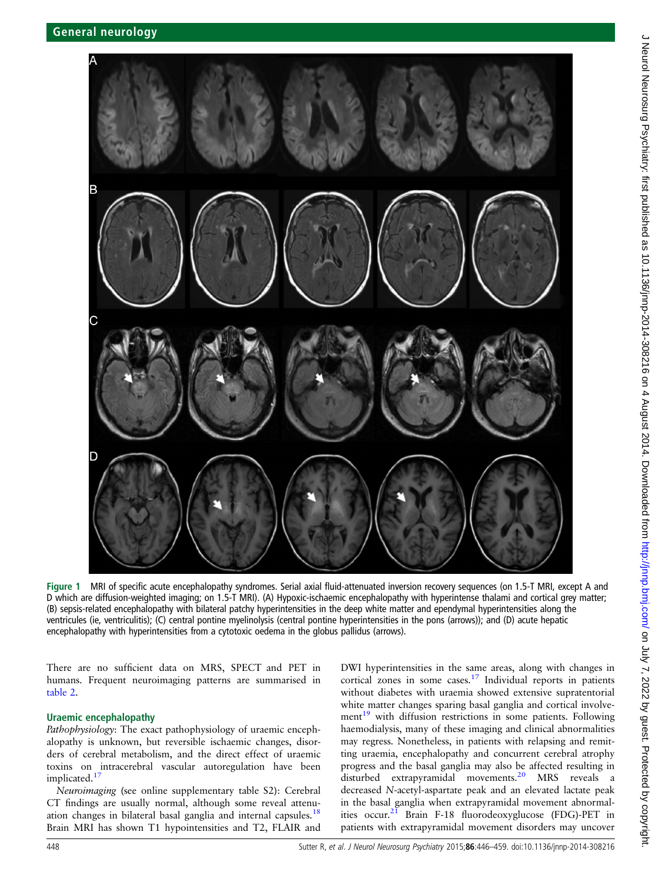Figure 1 MRI of specific acute encephalopathy syndromes. Serial axial fluid-attenuated inversion recovery sequences (on 1.5-T MRI, except A and D which are diffusion-weighted imaging; on 1.5-T MRI). (A) Hypoxic-ischaemic encephalopathy with hyperintense thalami and cortical grey matter; (B) sepsis-related encephalopathy with bilateral patchy hyperintensities in the deep white matter and ependymal hyperintensities along the ventricules (ie, ventriculitis); (C) central pontine myelinolysis (central pontine hyperintensities in the pons (arrows)); and (D) acute hepatic encephalopathy with hyperintensities from a cytotoxic oedema in the globus pallidus (arrows).

There are no sufficient data on MRS, SPECT and PET in humans. Frequent neuroimaging patterns are summarised in table 2.

### Uraemic encephalopathy

*Pathophysiology*: The exact pathophysiology of uraemic encephalopathy is unknown, but reversible ischaemic changes, disorders of cerebral metabolism, and the direct effect of uraemic toxins on intracerebral vascular autoregulation have been implicated.[17]

*Neuroimaging* (see online supplementary table S2): Cerebral CT findings are usually normal, although some reveal attenuation changes in bilateral basal ganglia and internal capsules.[18] Brain MRI has shown T1 hypointensities and T2, FLAIR and DWI hyperintensities in the same areas, along with changes in cortical zones in some cases.[17] Individual reports in patients without diabetes with uraemia showed extensive supratentorial white matter changes sparing basal ganglia and cortical involvement[19] with diffusion restrictions in some patients. Following haemodialysis, many of these imaging and clinical abnormalities may regress. Nonetheless, in patients with relapsing and remitting uraemia, encephalopathy and concurrent cerebral atrophy progress and the basal ganglia may also be affected resulting in disturbed extrapyramidal movements.[20] MRS reveals a decreased *N*-acetyl-aspartate peak and an elevated lactate peak in the basal ganglia when extrapyramidal movement abnormalities occur.[21] Brain F-18 fluorodeoxyglucose (FDG)-PET in patients with extrapyramidal movement disorders may uncover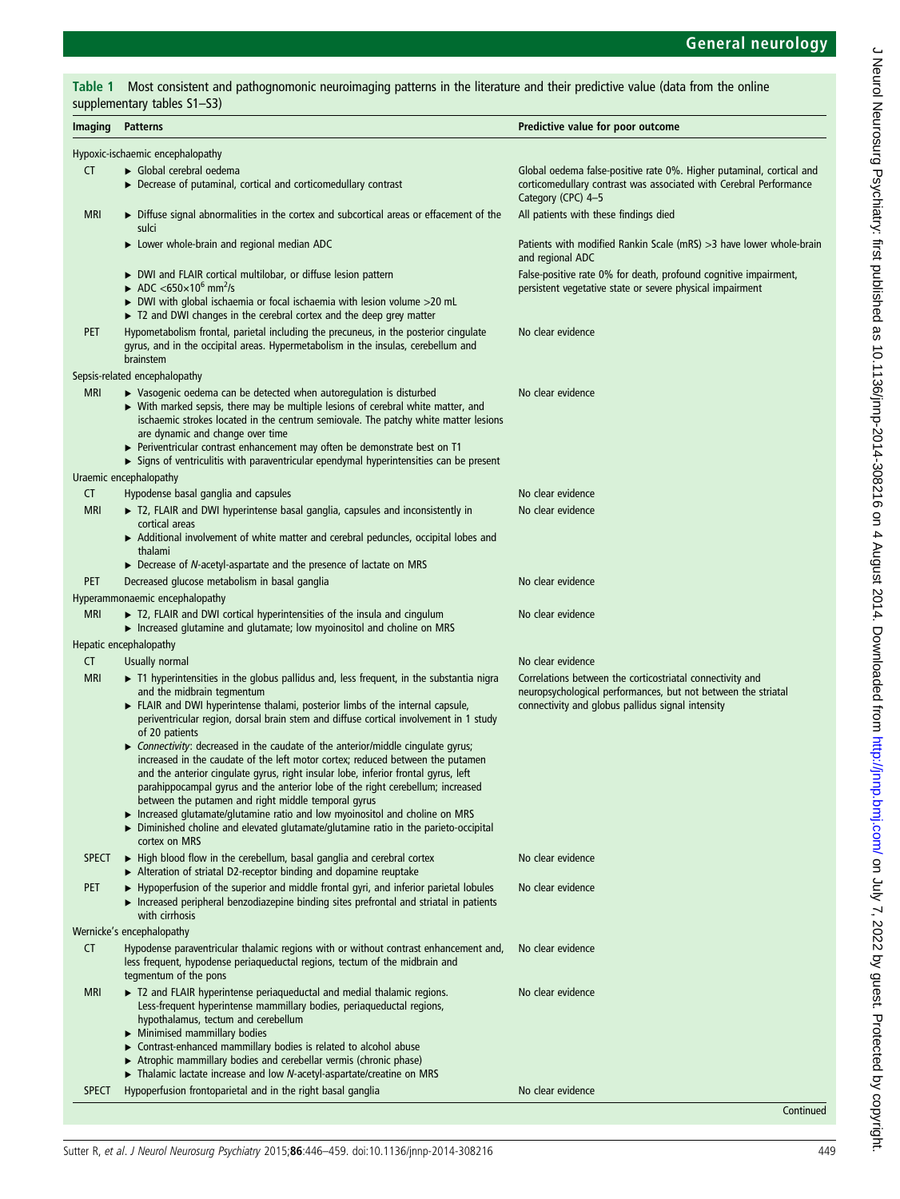Table 1 Most consistent and pathognomonic neuroimaging patterns in the literature and their predictive value (data from the online supplementary tables S1–S3)

| Imaging | Patterns | Predictive value for poor outcome |
|---|---|---|
| Hypoxic-ischaemic encephalopathy | | |
| CT | ▸ Global cerebral oedema<br>▸ Decrease of putaminal, cortical and corticomedullary contrast | Global oedema false-positive rate 0%. Higher putaminal, cortical and corticomedullary contrast was associated with Cerebral Performance Category (CPC) 4–5 |
| MRI | ▸ Diffuse signal abnormalities in the cortex and subcortical areas or effacement of the sulci | All patients with these findings died |
| | ▸ Lower whole-brain and regional median ADC | Patients with modified Rankin Scale (mRS) >3 have lower whole-brain and regional ADC |
| | ▸ DWI and FLAIR cortical multilobar, or diffuse lesion pattern<br>▸ ADC $<650\times10^{6}$ $mm^2/s$<br>▸ DWI with global ischaemia or focal ischaemia with lesion volume >20 mL<br>▸ T2 and DWI changes in the cerebral cortex and the deep grey matter | False-positive rate 0% for death, profound cognitive impairment, persistent vegetative state or severe physical impairment |
| PET | Hypometabolism frontal, parietal including the precuneus, in the posterior cingulate gyrus, and in the occipital areas. Hypermetabolism in the insulas, cerebellum and brainstem | No clear evidence |
| Sepsis-related encephalopathy | | |
| MRI | ▸ Vasogenic oedema can be detected when autoregulation is disturbed<br>▸ With marked sepsis, there may be multiple lesions of cerebral white matter, and ischaemic strokes located in the centrum semiovale. The patchy white matter lesions are dynamic and change over time<br>▸ Periventricular contrast enhancement may often be demonstrate best on T1<br>▸ Signs of ventriculitis with paraventricular ependymal hyperintensities can be present | No clear evidence |
| Uraemic encephalopathy | | |
| CT | Hypodense basal ganglia and capsules | No clear evidence |
| MRI | ▸ T2, FLAIR and DWI hyperintense basal ganglia, capsules and inconsistently in cortical areas<br>▸ Additional involvement of white matter and cerebral peduncles, occipital lobes and thalami<br>▸ Decrease of *N*-acetyl-aspartate and the presence of lactate on MRS | No clear evidence |
| PET | Decreased glucose metabolism in basal ganglia | No clear evidence |
| Hyperammonaemic encephalopathy | | |
| MRI | ▸ T2, FLAIR and DWI cortical hyperintensities of the insula and cingulum<br>▸ Increased glutamine and glutamate; low myoinositol and choline on MRS | No clear evidence |
| Hepatic encephalopathy | | |
| CT | Usually normal | No clear evidence |
| MRI | ▸ T1 hyperintensities in the globus pallidus and, less frequent, in the substantia nigra and the midbrain tegmentum<br>▸ FLAIR and DWI hyperintense thalami, posterior limbs of the internal capsule, periventricular region, dorsal brain stem and diffuse cortical involvement in 1 study of 20 patients<br>▸ *Connectivity*: decreased in the caudate of the anterior/middle cingulate gyrus; increased in the caudate of the left motor cortex; reduced between the putamen and the anterior cingulate gyrus, right insular lobe, inferior frontal gyrus, left parahippocampal gyrus and the anterior lobe of the right cerebellum; increased between the putamen and right middle temporal gyrus<br>▸ Increased glutamate/glutamine ratio and low myoinositol and choline on MRS<br>▸ Diminished choline and elevated glutamate/glutamine ratio in the parieto-occipital cortex on MRS | Correlations between the corticostriatal connectivity and neuropsychological performances, but not between the striatal connectivity and globus pallidus signal intensity |
| SPECT | ▸ High blood flow in the cerebellum, basal ganglia and cerebral cortex<br>▸ Alteration of striatal D2-receptor binding and dopamine reuptake | No clear evidence |
| PET | ▸ Hypoperfusion of the superior and middle frontal gyri, and inferior parietal lobules<br>▸ Increased peripheral benzodiazepine binding sites prefrontal and striatal in patients with cirrhosis | No clear evidence |
| Wernicke's encephalopathy | | |
| CT | Hypodense paraventricular thalamic regions with or without contrast enhancement and, less frequent, hypodense periaqueductal regions, tectum of the midbrain and tegmentum of the pons | No clear evidence |
| MRI | ▸ T2 and FLAIR hyperintense periaqueductal and medial thalamic regions. Less-frequent hyperintense mammillary bodies, periaqueductal regions, hypothalamus, tectum and cerebellum<br>▸ Minimised mammillary bodies<br>▸ Contrast-enhanced mammillary bodies is related to alcohol abuse<br>▸ Atrophic mammillary bodies and cerebellar vermis (chronic phase)<br>▸ Thalamic lactate increase and low *N*-acetyl-aspartate/creatine on MRS | No clear evidence |
| SPECT | Hypoperfusion frontoparietal and in the right basal ganglia | No clear evidence |

Continued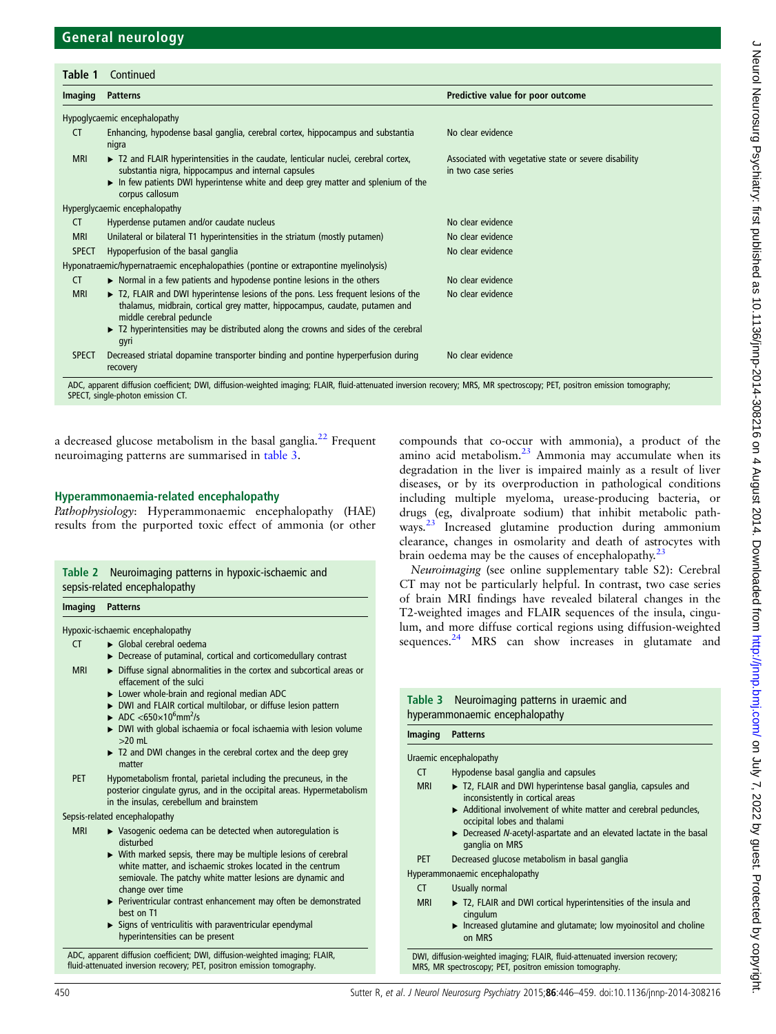**Table 1** Continued

| Imaging | Patterns | Predictive value for poor outcome |
|---|---|---|
| Hypoglycaemic encephalopathy | | |
| CT | Enhancing, hypodense basal ganglia, cerebral cortex, hippocampus and substantia nigra | No clear evidence |
| MRI | ▶ T2 and FLAIR hyperintensities in the caudate, lenticular nuclei, cerebral cortex, substantia nigra, hippocampus and internal capsules ▶ In few patients DWI hyperintense white and deep grey matter and splenium of the corpus callosum | Associated with vegetative state or severe disability in two case series |
| Hyperglycaemic encephalopathy | | |
| CT | Hyperdense putamen and/or caudate nucleus | No clear evidence |
| MRI | Unilateral or bilateral T1 hyperintensities in the striatum (mostly putamen) | No clear evidence |
| SPECT | Hypoperfusion of the basal ganglia | No clear evidence |
| Hyponatraemic/hypernatraemic encephalopathies (pontine or extrapontine myelinolysis) | | |
| CT | ▶ Normal in a few patients and hypodense pontine lesions in the others | No clear evidence |
| MRI | ▶ T2, FLAIR and DWI hyperintense lesions of the pons. Less frequent lesions of the thalamus, midbrain, cortical grey matter, hippocampus, caudate, putamen and middle cerebral peduncle ▶ T2 hyperintensities may be distributed along the crowns and sides of the cerebral gyri | No clear evidence |
| SPECT | Decreased striatal dopamine transporter binding and pontine hyperperfusion during recovery | No clear evidence |

ADC, apparent diffusion coefficient; DWI, diffusion-weighted imaging; FLAIR, fluid-attenuated inversion recovery; MRS, MR spectroscopy; PET, positron emission tomography; SPECT, single-photon emission CT.

a decreased glucose metabolism in the basal ganglia.[22] Frequent neuroimaging patterns are summarised in table 3.

### Hyperammonaemia-related encephalopathy

*Pathophysiology*: Hyperammonaemic encephalopathy (HAE) results from the purported toxic effect of ammonia (or other compounds that co-occur with ammonia), a product of the amino acid metabolism.[23] Ammonia may accumulate when its degradation in the liver is impaired mainly as a result of liver diseases, or by its overproduction in pathological conditions including multiple myeloma, urease-producing bacteria, or drugs (eg, divalproate sodium) that inhibit metabolic pathways.[23] Increased glutamine production during ammonium clearance, changes in osmolarity and death of astrocytes with brain oedema may be the causes of encephalopathy.[23]

*Neuroimaging* (see online supplementary table S2): Cerebral CT may not be particularly helpful. In contrast, two case series of brain MRI findings have revealed bilateral changes in the T2-weighted images and FLAIR sequences of the insula, cingulum, and more diffuse cortical regions using diffusion-weighted sequences.[24] MRS can show increases in glutamate and

**Table 2** Neuroimaging patterns in hypoxic-ischaemic and sepsis-related encephalopathy

| Imaging | Patterns |
|---|---|
| Hypoxic-ischaemic encephalopathy | |
| CT | ▶ Global cerebral oedema ▶ Decrease of putaminal, cortical and corticomedullary contrast |
| MRI | ▶ Diffuse signal abnormalities in the cortex and subcortical areas or effacement of the sulci ▶ Lower whole-brain and regional median ADC ▶ DWI and FLAIR cortical multilobar, or diffuse lesion pattern ▶ ADC <650×10$^6$mm$^2$/s ▶ DWI with global ischaemia or focal ischaemia with lesion volume >20 mL ▶ T2 and DWI changes in the cerebral cortex and the deep grey matter |
| PET | Hypometabolism frontal, parietal including the precuneus, in the posterior cingulate gyrus, and in the occipital areas. Hypermetabolism in the insulas, cerebellum and brainstem |
| Sepsis-related encephalopathy | |
| MRI | ▶ Vasogenic oedema can be detected when autoregulation is disturbed ▶ With marked sepsis, there may be multiple lesions of cerebral white matter, and ischaemic strokes located in the centrum semiovale. The patchy white matter lesions are dynamic and change over time ▶ Periventricular contrast enhancement may often be demonstrated best on T1 ▶ Signs of ventriculitis with paraventricular ependymal hyperintensities can be present |

ADC, apparent diffusion coefficient; DWI, diffusion-weighted imaging; FLAIR, fluid-attenuated inversion recovery; PET, positron emission tomography.

**Table 3** Neuroimaging patterns in uraemic and hyperammonaemic encephalopathy

| Imaging | Patterns |
|---|---|
| Uraemic encephalopathy | |
| CT | Hypodense basal ganglia and capsules |
| MRI | ▶ T2, FLAIR and DWI hyperintense basal ganglia, capsules and inconsistently in cortical areas ▶ Additional involvement of white matter and cerebral peduncles, occipital lobes and thalami ▶ Decreased *N*-acetyl-aspartate and an elevated lactate in the basal ganglia on MRS |
| PET | Decreased glucose metabolism in basal ganglia |
| Hyperammonaemic encephalopathy | |
| CT | Usually normal |
| MRI | ▶ T2, FLAIR and DWI cortical hyperintensities of the insula and cingulum ▶ Increased glutamine and glutamate; low myoinositol and choline on MRS |

DWI, diffusion-weighted imaging; FLAIR, fluid-attenuated inversion recovery; MRS, MR spectroscopy; PET, positron emission tomography.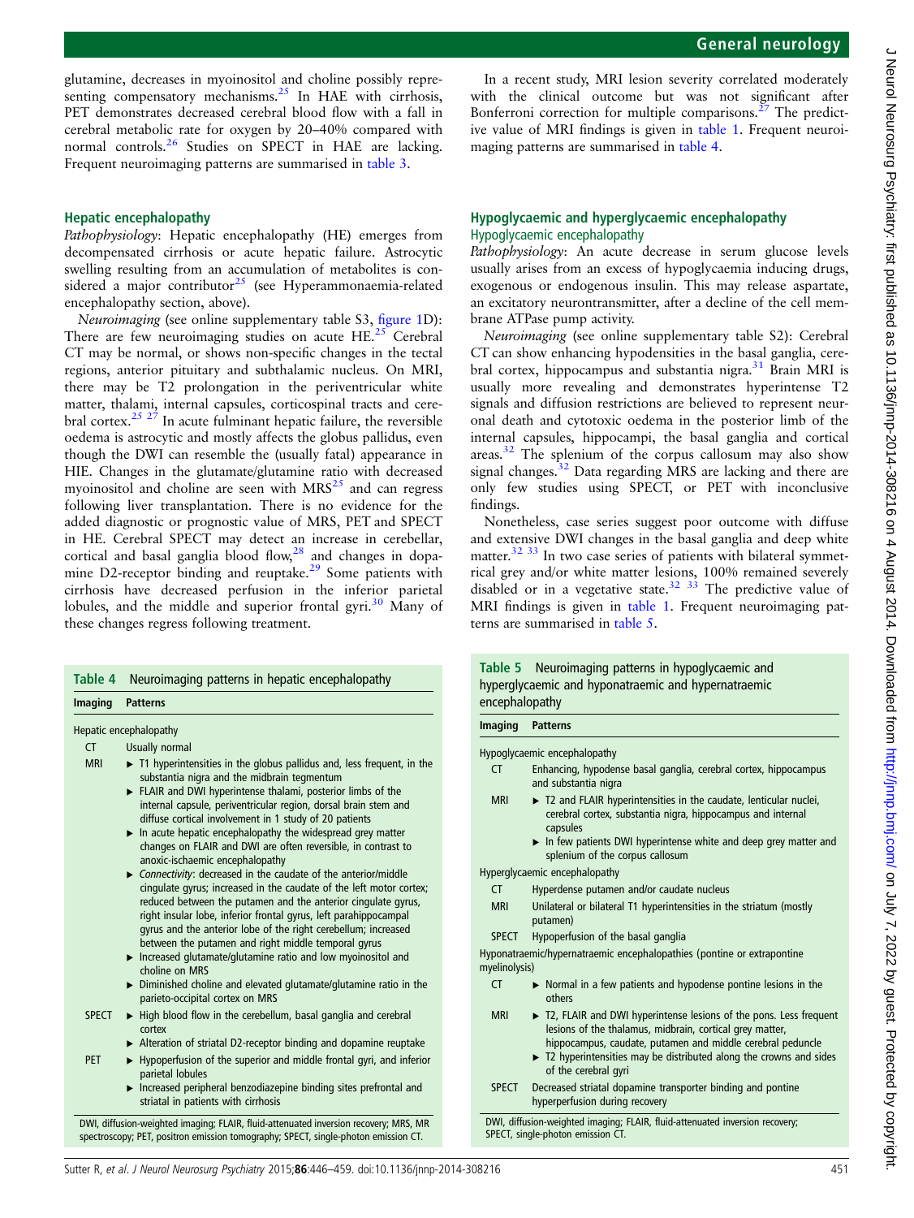glutamine, decreases in myoinositol and choline possibly representing compensatory mechanisms.[25] In HAE with cirrhosis, PET demonstrates decreased cerebral blood flow with a fall in cerebral metabolic rate for oxygen by 20–40% compared with normal controls.[26] Studies on SPECT in HAE are lacking. Frequent neuroimaging patterns are summarised in table 3.

### Hepatic encephalopathy

*Pathophysiology*: Hepatic encephalopathy (HE) emerges from decompensated cirrhosis or acute hepatic failure. Astrocytic swelling resulting from an accumulation of metabolites is considered a major contributor[25] (see Hyperammonaemia-related encephalopathy section, above).

*Neuroimaging* (see online supplementary table S3, figure 1D): There are few neuroimaging studies on acute HE.[25] Cerebral CT may be normal, or shows non-specific changes in the tectal regions, anterior pituitary and subthalamic nucleus. On MRI, there may be T2 prolongation in the periventricular white matter, thalami, internal capsules, corticospinal tracts and cerebral cortex.[25 27] In acute fulminant hepatic failure, the reversible oedema is astrocytic and mostly affects the globus pallidus, even though the DWI can resemble the (usually fatal) appearance in HIE. Changes in the glutamate/glutamine ratio with decreased myoinositol and choline are seen with MRS[25] and can regress following liver transplantation. There is no evidence for the added diagnostic or prognostic value of MRS, PET and SPECT in HE. Cerebral SPECT may detect an increase in cerebellar, cortical and basal ganglia blood flow,[28] and changes in dopamine D2-receptor binding and reuptake.[29] Some patients with cirrhosis have decreased perfusion in the inferior parietal lobules, and the middle and superior frontal gyri.[30] Many of these changes regress following treatment.

In a recent study, MRI lesion severity correlated moderately with the clinical outcome but was not significant after Bonferroni correction for multiple comparisons.[27] The predictive value of MRI findings is given in table 1. Frequent neuroimaging patterns are summarised in table 4.

**Table 4** Neuroimaging patterns in hepatic encephalopathy

| Imaging | Patterns |
|---|---|
| Hepatic encephalopathy | |
| CT | Usually normal |
| MRI | ▸ T1 hyperintensities in the globus pallidus and, less frequent, in the substantia nigra and the midbrain tegmentum<br>▸ FLAIR and DWI hyperintense thalami, posterior limbs of the internal capsule, periventricular region, dorsal brain stem and diffuse cortical involvement in 1 study of 20 patients<br>▸ In acute hepatic encephalopathy the widespread grey matter changes on FLAIR and DWI are often reversible, in contrast to anoxic-ischaemic encephalopathy<br>▸ *Connectivity*: decreased in the caudate of the anterior/middle cingulate gyrus; increased in the caudate of the left motor cortex; reduced between the putamen and the anterior cingulate gyrus, right insular lobe, inferior frontal gyrus, left parahippocampal gyrus and the anterior lobe of the right cerebellum; increased between the putamen and right middle temporal gyrus<br>▸ Increased glutamate/glutamine ratio and low myoinositol and choline on MRS<br>▸ Diminished choline and elevated glutamate/glutamine ratio in the parieto-occipital cortex on MRS |
| SPECT | ▸ High blood flow in the cerebellum, basal ganglia and cerebral cortex<br>▸ Alteration of striatal D2-receptor binding and dopamine reuptake |
| PET | ▸ Hypoperfusion of the superior and middle frontal gyri, and inferior parietal lobules<br>▸ Increased peripheral benzodiazepine binding sites prefrontal and striatal in patients with cirrhosis |

DWI, diffusion-weighted imaging; FLAIR, fluid-attenuated inversion recovery; MRS, MR spectroscopy; PET, positron emission tomography; SPECT, single-photon emission CT.

### Hypoglycaemic and hyperglycaemic encephalopathy

#### Hypoglycaemic encephalopathy

*Pathophysiology*: An acute decrease in serum glucose levels usually arises from an excess of hypoglycaemia inducing drugs, exogenous or endogenous insulin. This may release aspartate, an excitatory neurotransmitter, after a decline of the cell membrane ATPase pump activity.

*Neuroimaging* (see online supplementary table S2): Cerebral CT can show enhancing hypodensities in the basal ganglia, cerebral cortex, hippocampus and substantia nigra.[31] Brain MRI is usually more revealing and demonstrates hyperintense T2 signals and diffusion restrictions are believed to represent neuronal death and cytotoxic oedema in the posterior limb of the internal capsules, hippocampi, the basal ganglia and cortical areas.[32] The splenium of the corpus callosum may also show signal changes.[32] Data regarding MRS are lacking and there are only few studies using SPECT, or PET with inconclusive findings.

Nonetheless, case series suggest poor outcome with diffuse and extensive DWI changes in the basal ganglia and deep white matter.[32 33] In two case series of patients with bilateral symmetrical grey and/or white matter lesions, 100% remained severely disabled or in a vegetative state.[32 33] The predictive value of MRI findings is given in table 1. Frequent neuroimaging patterns are summarised in table 5.

**Table 5** Neuroimaging patterns in hypoglycaemic and hyperglycaemic and hyponatraemic and hypernatraemic encephalopathy

| Imaging | Patterns |
|---|---|
| Hypoglycaemic encephalopathy | |
| CT | Enhancing, hypodense basal ganglia, cerebral cortex, hippocampus and substantia nigra |
| MRI | ▸ T2 and FLAIR hyperintensities in the caudate, lenticular nuclei, cerebral cortex, substantia nigra, hippocampus and internal capsules<br>▸ In few patients DWI hyperintense white and deep grey matter and splenium of the corpus callosum |
| Hyperglycaemic encephalopathy | |
| CT | Hyperdense putamen and/or caudate nucleus |
| MRI | Unilateral or bilateral T1 hyperintensities in the striatum (mostly putamen) |
| SPECT | Hypoperfusion of the basal ganglia |
| Hyponatraemic/hypernatraemic encephalopathies (pontine or extrapontine myelinolysis) | |
| CT | ▸ Normal in a few patients and hypodense pontine lesions in the others |
| MRI | ▸ T2, FLAIR and DWI hyperintense lesions of the pons. Less frequent lesions of the thalamus, midbrain, cortical grey matter, hippocampus, caudate, putamen and middle cerebral peduncle<br>▸ T2 hyperintensities may be distributed along the crowns and sides of the cerebral gyri |
| SPECT | Decreased striatal dopamine transporter binding and pontine hyperperfusion during recovery |

DWI, diffusion-weighted imaging; FLAIR, fluid-attenuated inversion recovery; SPECT, single-photon emission CT.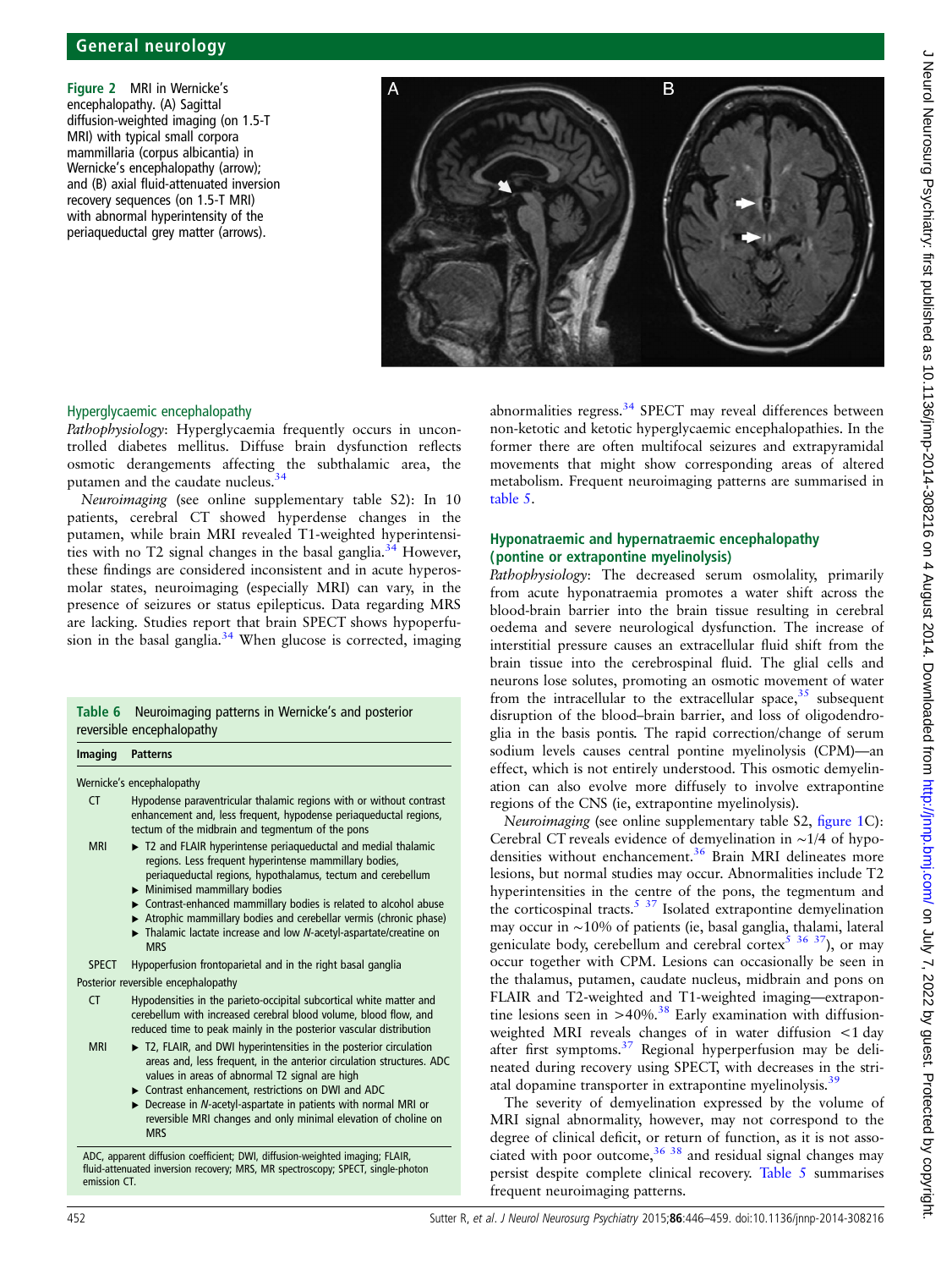Figure 2 MRI in Wernicke's encephalopathy. (A) Sagittal diffusion-weighted imaging (on 1.5-T MRI) with typical small corpora mammillaria (corpus albicantia) in Wernicke's encephalopathy (arrow); and (B) axial fluid-attenuated inversion recovery sequences (on 1.5-T MRI) with abnormal hyperintensity of the periaqueductal grey matter (arrows).

### Hyperglycaemic encephalopathy

*Pathophysiology*: Hyperglycaemia frequently occurs in uncontrolled diabetes mellitus. Diffuse brain dysfunction reflects osmotic derangements affecting the subthalamic area, the putamen and the caudate nucleus.[34]

*Neuroimaging* (see online supplementary table S2): In 10 patients, cerebral CT showed hyperdense changes in the putamen, while brain MRI revealed T1-weighted hyperintensities with no T2 signal changes in the basal ganglia.[34] However, these findings are considered inconsistent and in acute hyperosmolar states, neuroimaging (especially MRI) can vary, in the presence of seizures or status epilepticus. Data regarding MRS are lacking. Studies report that brain SPECT shows hypoperfusion in the basal ganglia.[34] When glucose is corrected, imaging abnormalities regress.[34] SPECT may reveal differences between non-ketotic and ketotic hyperglycaemic encephalopathies. In the former there are often multifocal seizures and extrapyramidal movements that might show corresponding areas of altered metabolism. Frequent neuroimaging patterns are summarised in table 5.

**Table 6** Neuroimaging patterns in Wernicke's and posterior reversible encephalopathy

| Imaging | Patterns |
|---|---|
| **Wernicke's encephalopathy** | |
| CT | Hypodense paraventricular thalamic regions with or without contrast enhancement and, less frequent, hypodense periaqueductal regions, tectum of the midbrain and tegmentum of the pons |
| MRI | ▸ T2 and FLAIR hyperintense periaqueductal and medial thalamic regions. Less frequent hyperintense mammillary bodies, periaqueductal regions, hypothalamus, tectum and cerebellum<br>▸ Minimised mammillary bodies<br>▸ Contrast-enhanced mammillary bodies is related to alcohol abuse<br>▸ Atrophic mammillary bodies and cerebellar vermis (chronic phase)<br>▸ Thalamic lactate increase and low *N*-acetyl-aspartate/creatine on MRS |
| SPECT | Hypoperfusion frontoparietal and in the right basal ganglia |
| **Posterior reversible encephalopathy** | |
| CT | Hypodensities in the parieto-occipital subcortical white matter and cerebellum with increased cerebral blood volume, blood flow, and reduced time to peak mainly in the posterior vascular distribution |
| MRI | ▸ T2, FLAIR, and DWI hyperintensities in the posterior circulation areas and, less frequent, in the anterior circulation structures. ADC values in areas of abnormal T2 signal are high<br>▸ Contrast enhancement, restrictions on DWI and ADC<br>▸ Decrease in *N*-acetyl-aspartate in patients with normal MRI or reversible MRI changes and only minimal elevation of choline on MRS |

ADC, apparent diffusion coefficient; DWI, diffusion-weighted imaging; FLAIR, fluid-attenuated inversion recovery; MRS, MR spectroscopy; SPECT, single-photon emission CT.

### Hyponatraemic and hypernatraemic encephalopathy (pontine or extrapontine myelinolysis)

*Pathophysiology*: The decreased serum osmolality, primarily from acute hyponatraemia promotes a water shift across the blood-brain barrier into the brain tissue resulting in cerebral oedema and severe neurological dysfunction. The increase of interstitial pressure causes an extracellular fluid shift from the brain tissue into the cerebrospinal fluid. The glial cells and neurons lose solutes, promoting an osmotic movement of water from the intracellular to the extracellular space,[35] subsequent disruption of the blood–brain barrier, and loss of oligodendroglia in the basis pontis. The rapid correction/change of serum sodium levels causes central pontine myelinolysis (CPM)—an effect, which is not entirely understood. This osmotic demyelination can also evolve more diffusely to involve extrapontine regions of the CNS (ie, extrapontine myelinolysis).

*Neuroimaging* (see online supplementary table S2, figure 1C): Cerebral CT reveals evidence of demyelination in ~1/4 of hypodensities without enhancement.[36] Brain MRI delineates more lesions, but normal studies may occur. Abnormalities include T2 hyperintensities in the centre of the pons, the tegmentum and the corticospinal tracts.[5,37] Isolated extrapontine demyelination may occur in ~10% of patients (ie, basal ganglia, thalami, lateral geniculate body, cerebellum and cerebral cortex[5,36,37]), or may occur together with CPM. Lesions can occasionally be seen in the thalamus, putamen, caudate nucleus, midbrain and pons on FLAIR and T2-weighted and T1-weighted imaging—extrapontine lesions seen in >40%.[38] Early examination with diffusion-weighted MRI reveals changes of in water diffusion <1 day after first symptoms.[37] Regional hyperperfusion may be delineated during recovery using SPECT, with decreases in the striatal dopamine transporter in extrapontine myelinolysis.[39]

The severity of demyelination expressed by the volume of MRI signal abnormality, however, may not correspond to the degree of clinical deficit, or return of function, as it is not associated with poor outcome,[36,38] and residual signal changes may persist despite complete clinical recovery. Table 5 summarises frequent neuroimaging patterns.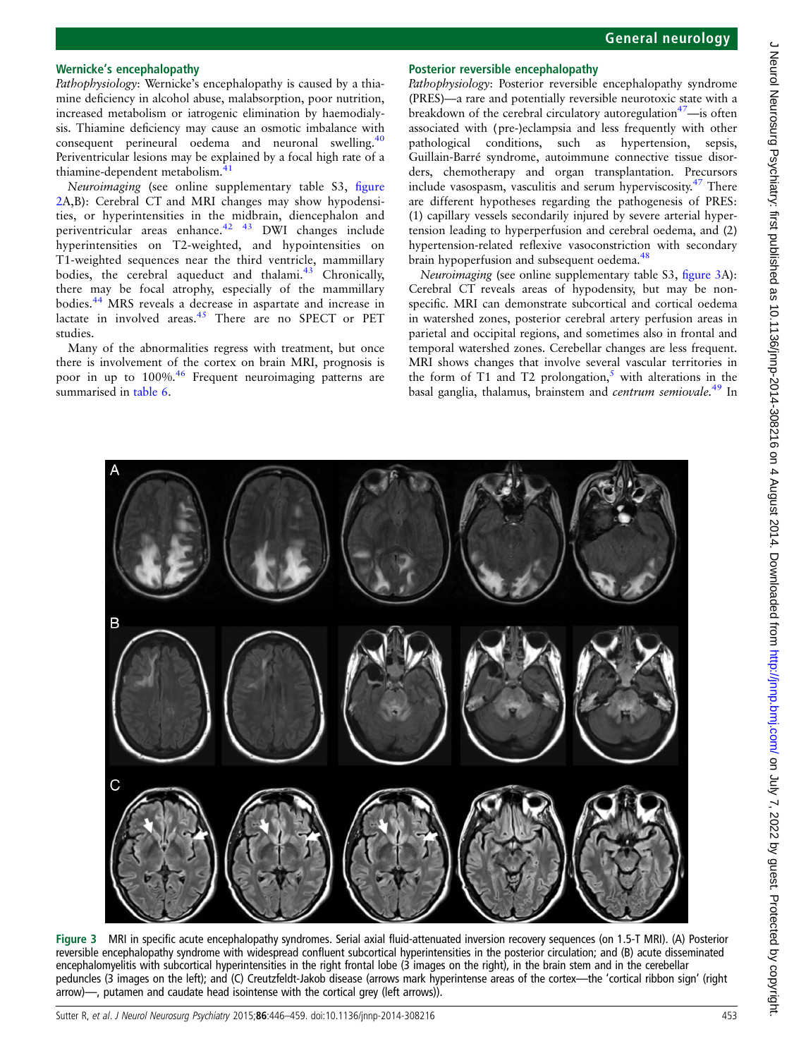### Wernicke's encephalopathy

*Pathophysiology*: Wernicke's encephalopathy is caused by a thiamine deficiency in alcohol abuse, malabsorption, poor nutrition, increased metabolism or iatrogenic elimination by haemodialysis. Thiamine deficiency may cause an osmotic imbalance with consequent perineural oedema and neuronal swelling.[40] Periventricular lesions may be explained by a focal high rate of a thiamine-dependent metabolism.[41]

*Neuroimaging* (see online supplementary table S3, figure 2A,B): Cerebral CT and MRI changes may show hypodensities, or hyperintensities in the midbrain, diencephalon and periventricular areas enhance.[42 43] DWI changes include hyperintensities on T2-weighted, and hypointensities on T1-weighted sequences near the third ventricle, mammillary bodies, the cerebral aqueduct and thalami.[43] Chronically, there may be focal atrophy, especially of the mammillary bodies.[44] MRS reveals a decrease in aspartate and increase in lactate in involved areas.[45] There are no SPECT or PET studies.

Many of the abnormalities regress with treatment, but once there is involvement of the cortex on brain MRI, prognosis is poor in up to 100%.[46] Frequent neuroimaging patterns are summarised in table 6.

### Posterior reversible encephalopathy

*Pathophysiology*: Posterior reversible encephalopathy syndrome (PRES)—a rare and potentially reversible neurotoxic state with a breakdown of the cerebral circulatory autoregulation[47]—is often associated with (pre-)eclampsia and less frequently with other pathological conditions, such as hypertension, sepsis, Guillain-Barré syndrome, autoimmune connective tissue disorders, chemotherapy and organ transplantation. Precursors include vasospasm, vasculitis and serum hyperviscosity.[47] There are different hypotheses regarding the pathogenesis of PRES: (1) capillary vessels secondarily injured by severe arterial hypertension leading to hyperperfusion and cerebral oedema, and (2) hypertension-related reflexive vasoconstriction with secondary brain hypoperfusion and subsequent oedema.[48]

*Neuroimaging* (see online supplementary table S3, figure 3A): Cerebral CT reveals areas of hypodensity, but may be non-specific. MRI can demonstrate subcortical and cortical oedema in watershed zones, posterior cerebral artery perfusion areas in parietal and occipital regions, and sometimes also in frontal and temporal watershed zones. Cerebellar changes are less frequent. MRI shows changes that involve several vascular territories in the form of T1 and T2 prolongation,[5] with alterations in the basal ganglia, thalamus, brainstem and *centrum semiovale*.[49] In

Figure 3 MRI in specific acute encephalopathy syndromes. Serial axial fluid-attenuated inversion recovery sequences (on 1.5-T MRI). (A) Posterior reversible encephalopathy syndrome with widespread confluent subcortical hyperintensities in the posterior circulation; and (B) acute disseminated encephalomyelitis with subcortical hyperintensities in the right frontal lobe (3 images on the right), in the brain stem and in the cerebellar peduncles (3 images on the left); and (C) Creutzfeldt-Jakob disease (arrows mark hyperintense areas of the cortex—the 'cortical ribbon sign' (right arrow)—, putamen and caudate head isointense with the cortical grey (left arrows)).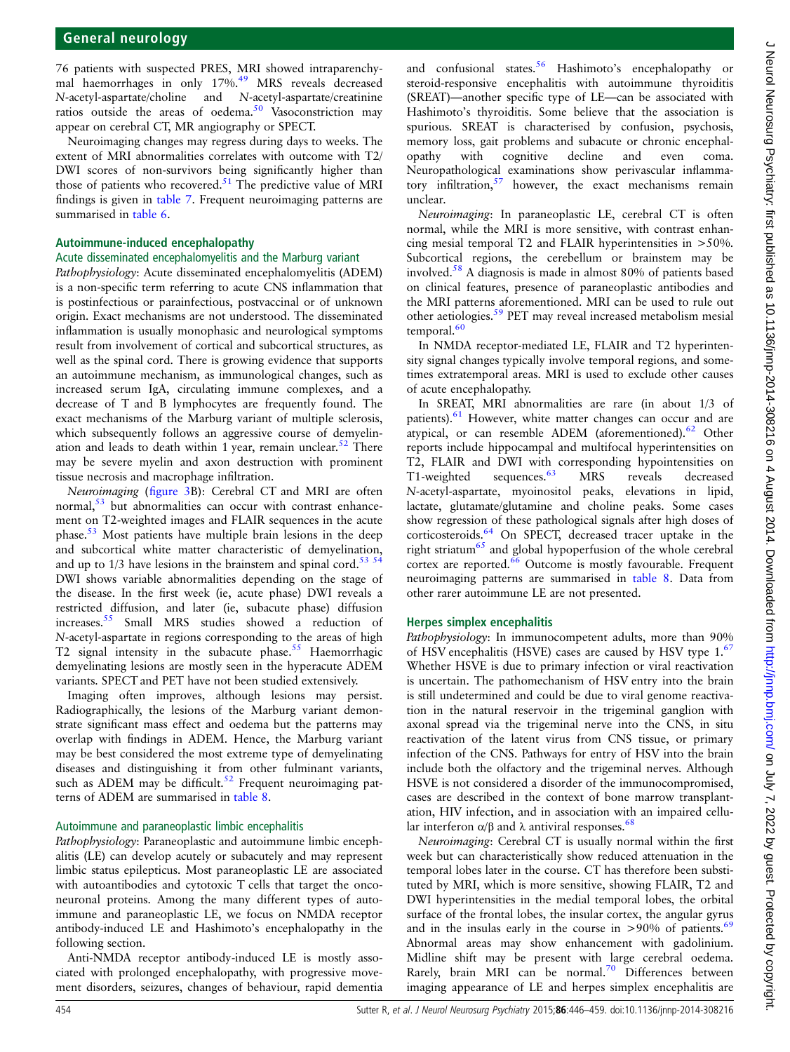76 patients with suspected PRES, MRI showed intraparenchymal haemorrhages in only 17%.[49] MRS reveals decreased N-acetyl-aspartate/choline and N-acetyl-aspartate/creatinine ratios outside the areas of oedema.[50] Vasoconstriction may appear on cerebral CT, MR angiography or SPECT.

Neuroimaging changes may regress during days to weeks. The extent of MRI abnormalities correlates with outcome with T2/DWI scores of non-survivors being significantly higher than those of patients who recovered.[51] The predictive value of MRI findings is given in table 7. Frequent neuroimaging patterns are summarised in table 6.

### Autoimmune-induced encephalopathy

#### Acute disseminated encephalomyelitis and the Marburg variant

*Pathophysiology*: Acute disseminated encephalomyelitis (ADEM) is a non-specific term referring to acute CNS inflammation that is postinfectious or parainfectious, postvaccinal or of unknown origin. Exact mechanisms are not understood. The disseminated inflammation is usually monophasic and neurological symptoms result from involvement of cortical and subcortical structures, as well as the spinal cord. There is growing evidence that supports an autoimmune mechanism, as immunological changes, such as increased serum IgA, circulating immune complexes, and a decrease of T and B lymphocytes are frequently found. The exact mechanisms of the Marburg variant of multiple sclerosis, which subsequently follows an aggressive course of demyelination and leads to death within 1 year, remain unclear.[52] There may be severe myelin and axon destruction with prominent tissue necrosis and macrophage infiltration.

*Neuroimaging* (figure 3B): Cerebral CT and MRI are often normal,[53] but abnormalities can occur with contrast enhancement on T2-weighted images and FLAIR sequences in the acute phase.[53] Most patients have multiple brain lesions in the deep and subcortical white matter characteristic of demyelination, and up to 1/3 have lesions in the brainstem and spinal cord.[53,54] DWI shows variable abnormalities depending on the stage of the disease. In the first week (ie, acute phase) DWI reveals a restricted diffusion, and later (ie, subacute phase) diffusion increases.[55] Small MRS studies showed a reduction of N-acetyl-aspartate in regions corresponding to the areas of high T2 signal intensity in the subacute phase.[55] Haemorrhagic demyelinating lesions are mostly seen in the hyperacute ADEM variants. SPECT and PET have not been studied extensively.

Imaging often improves, although lesions may persist. Radiographically, the lesions of the Marburg variant demonstrate significant mass effect and oedema but the patterns may overlap with findings in ADEM. Hence, the Marburg variant may be best considered the most extreme type of demyelinating diseases and distinguishing it from other fulminant variants, such as ADEM may be difficult.[52] Frequent neuroimaging patterns of ADEM are summarised in table 8.

#### Autoimmune and paraneoplastic limbic encephalitis

*Pathophysiology*: Paraneoplastic and autoimmune limbic encephalitis (LE) can develop acutely or subacutely and may represent limbic status epilepticus. Most paraneoplastic LE are associated with autoantibodies and cytotoxic T cells that target the onconeuronal proteins. Among the many different types of autoimmune and paraneoplastic LE, we focus on NMDA receptor antibody-induced LE and Hashimoto's encephalopathy in the following section.

Anti-NMDA receptor antibody-induced LE is mostly associated with prolonged encephalopathy, with progressive movement disorders, seizures, changes of behaviour, rapid dementia and confusional states.[56] Hashimoto's encephalopathy or steroid-responsive encephalitis with autoimmune thyroiditis (SREAT)—another specific type of LE—can be associated with Hashimoto's thyroiditis. Some believe that the association is spurious. SREAT is characterised by confusion, psychosis, memory loss, gait problems and subacute or chronic encephalopathy with cognitive decline and even coma. Neuropathological examinations show perivascular inflammatory infiltration,[57] however, the exact mechanisms remain unclear.

*Neuroimaging*: In paraneoplastic LE, cerebral CT is often normal, while the MRI is more sensitive, with contrast enhancing mesial temporal T2 and FLAIR hyperintensities in >50%. Subcortical regions, the cerebellum or brainstem may be involved.[58] A diagnosis is made in almost 80% of patients based on clinical features, presence of paraneoplastic antibodies and the MRI patterns aforementioned. MRI can be used to rule out other aetiologies.[59] PET may reveal increased metabolism mesial temporal.[60]

In NMDA receptor-mediated LE, FLAIR and T2 hyperintensity signal changes typically involve temporal regions, and sometimes extratemporal areas. MRI is used to exclude other causes of acute encephalopathy.

In SREAT, MRI abnormalities are rare (in about 1/3 of patients).[61] However, white matter changes can occur and are atypical, or can resemble ADEM (aforementioned).[62] Other reports include hippocampal and multifocal hyperintensities on T2, FLAIR and DWI with corresponding hypointensities on T1-weighted sequences.[63] MRS reveals decreased N-acetyl-aspartate, myoinositol peaks, elevations in lipid, lactate, glutamate/glutamine and choline peaks. Some cases show regression of these pathological signals after high doses of corticosteroids.[64] On SPECT, decreased tracer uptake in the right striatum[65] and global hypoperfusion of the whole cerebral cortex are reported.[66] Outcome is mostly favourable. Frequent neuroimaging patterns are summarised in table 8. Data from other rarer autoimmune LE are not presented.

### Herpes simplex encephalitis

*Pathophysiology*: In immunocompetent adults, more than 90% of HSV encephalitis (HSVE) cases are caused by HSV type 1.[67] Whether HSVE is due to primary infection or viral reactivation is uncertain. The pathomechanism of HSV entry into the brain is still undetermined and could be due to viral genome reactivation in the natural reservoir in the trigeminal ganglion with axonal spread via the trigeminal nerve into the CNS, in situ reactivation of the latent virus from CNS tissue, or primary infection of the CNS. Pathways for entry of HSV into the brain include both the olfactory and the trigeminal nerves. Although HSVE is not considered a disorder of the immunocompromised, cases are described in the context of bone marrow transplantation, HIV infection, and in association with an impaired cellular interferon α/β and λ antiviral responses.[68]

*Neuroimaging*: Cerebral CT is usually normal within the first week but can characteristically show reduced attenuation in the temporal lobes later in the course. CT has therefore been substituted by MRI, which is more sensitive, showing FLAIR, T2 and DWI hyperintensities in the medial temporal lobes, the orbital surface of the frontal lobes, the insular cortex, the angular gyrus and in the insulas early in the course in >90% of patients.[69] Abnormal areas may show enhancement with gadolinium. Midline shift may be present with large cerebral oedema. Rarely, brain MRI can be normal.[70] Differences between imaging appearance of LE and herpes simplex encephalitis are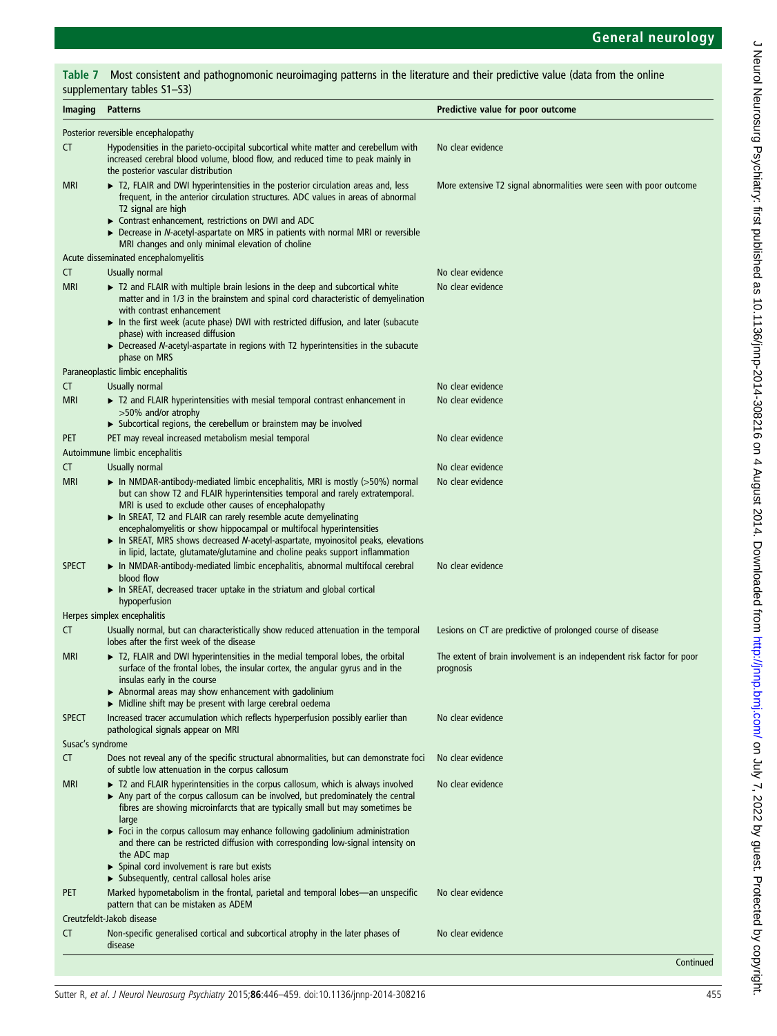**Table 7** Most consistent and pathognomonic neuroimaging patterns in the literature and their predictive value (data from the online supplementary tables S1–S3)

| Imaging | Patterns | Predictive value for poor outcome |
|---|---|---|
| Posterior reversible encephalopathy | | |
| CT | Hypodensities in the parieto-occipital subcortical white matter and cerebellum with increased cerebral blood volume, blood flow, and reduced time to peak mainly in the posterior vascular distribution | No clear evidence |
| MRI | ▸ T2, FLAIR and DWI hyperintensities in the posterior circulation areas and, less frequent, in the anterior circulation structures. ADC values in areas of abnormal T2 signal are high<br>▸ Contrast enhancement, restrictions on DWI and ADC<br>▸ Decrease in *N*-acetyl-aspartate on MRS in patients with normal MRI or reversible MRI changes and only minimal elevation of choline | More extensive T2 signal abnormalities were seen with poor outcome |
| Acute disseminated encephalomyelitis | | |
| CT | Usually normal | No clear evidence |
| MRI | ▸ T2 and FLAIR with multiple brain lesions in the deep and subcortical white matter and in 1/3 in the brainstem and spinal cord characteristic of demyelination with contrast enhancement<br>▸ In the first week (acute phase) DWI with restricted diffusion, and later (subacute phase) with increased diffusion<br>▸ Decreased *N*-acetyl-aspartate in regions with T2 hyperintensities in the subacute phase on MRS | No clear evidence |
| Paraneoplastic limbic encephalitis | | |
| CT | Usually normal | No clear evidence |
| MRI | ▸ T2 and FLAIR hyperintensities with mesial temporal contrast enhancement in >50% and/or atrophy<br>▸ Subcortical regions, the cerebellum or brainstem may be involved | No clear evidence |
| PET | PET may reveal increased metabolism mesial temporal | No clear evidence |
| Autoimmune limbic encephalitis | | |
| CT | Usually normal | No clear evidence |
| MRI | ▸ In NMDAR-antibody-mediated limbic encephalitis, MRI is mostly (>50%) normal but can show T2 and FLAIR hyperintensities temporal and rarely extratemporal. MRI is used to exclude other causes of encephalopathy<br>▸ In SREAT, T2 and FLAIR can rarely resemble acute demyelinating encephalomyelitis or show hippocampal or multifocal hyperintensities<br>▸ In SREAT, MRS shows decreased *N*-acetyl-aspartate, myoinositol peaks, elevations in lipid, lactate, glutamate/glutamine and choline peaks support inflammation | No clear evidence |
| SPECT | ▸ In NMDAR-antibody-mediated limbic encephalitis, abnormal multifocal cerebral blood flow<br>▸ In SREAT, decreased tracer uptake in the striatum and global cortical hypoperfusion | No clear evidence |
| Herpes simplex encephalitis | | |
| CT | Usually normal, but can characteristically show reduced attenuation in the temporal lobes after the first week of the disease | Lesions on CT are predictive of prolonged course of disease |
| MRI | ▸ T2, FLAIR and DWI hyperintensities in the medial temporal lobes, the orbital surface of the frontal lobes, the insular cortex, the angular gyrus and in the insulas early in the course<br>▸ Abnormal areas may show enhancement with gadolinium<br>▸ Midline shift may be present with large cerebral oedema | The extent of brain involvement is an independent risk factor for poor prognosis |
| SPECT | Increased tracer accumulation which reflects hyperperfusion possibly earlier than pathological signals appear on MRI | No clear evidence |
| Susac's syndrome | | |
| CT | Does not reveal any of the specific structural abnormalities, but can demonstrate foci of subtle low attenuation in the corpus callosum | No clear evidence |
| MRI | ▸ T2 and FLAIR hyperintensities in the corpus callosum, which is always involved<br>▸ Any part of the corpus callosum can be involved, but predominately the central fibres are showing microinfarcts that are typically small but may sometimes be large<br>▸ Foci in the corpus callosum may enhance following gadolinium administration and there can be restricted diffusion with corresponding low-signal intensity on the ADC map<br>▸ Spinal cord involvement is rare but exists<br>▸ Subsequently, central callosal holes arise | No clear evidence |
| PET | Marked hypometabolism in the frontal, parietal and temporal lobes—an unspecific pattern that can be mistaken as ADEM | No clear evidence |
| Creutzfeldt-Jakob disease | | |
| CT | Non-specific generalised cortical and subcortical atrophy in the later phases of disease | No clear evidence |

Continued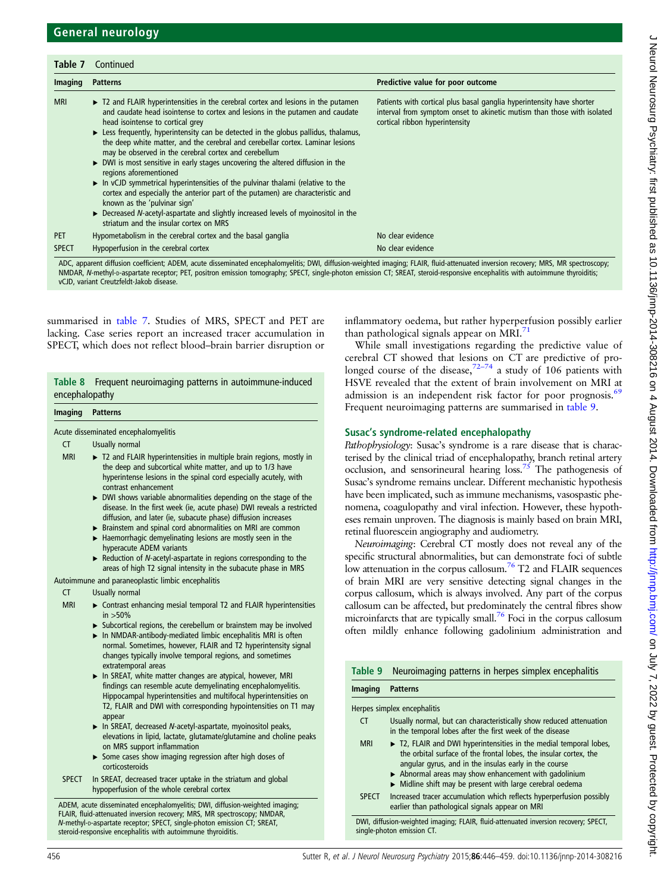**Table 7** Continued

| Imaging | Patterns | Predictive value for poor outcome |
|---|---|---|
| MRI | ▸ T2 and FLAIR hyperintensities in the cerebral cortex and lesions in the putamen and caudate head isointense to cortex and lesions in the putamen and caudate head isointense to cortical grey<br>▸ Less frequently, hyperintensity can be detected in the globus pallidus, thalamus, the deep white matter, and the cerebral and cerebellar cortex. Laminar lesions may be observed in the cerebral cortex and cerebellum<br>▸ DWI is most sensitive in early stages uncovering the altered diffusion in the regions aforementioned<br>▸ In vCJD symmetrical hyperintensities of the pulvinar thalami (relative to the cortex and especially the anterior part of the putamen) are characteristic and known as the 'pulvinar sign'<br>▸ Decreased *N*-acetyl-aspartate and slightly increased levels of myoinositol in the striatum and the insular cortex on MRS | Patients with cortical plus basal ganglia hyperintensity have shorter interval from symptom onset to akinetic mutism than those with isolated cortical ribbon hyperintensity |
| PET | Hypometabolism in the cerebral cortex and the basal ganglia | No clear evidence |
| SPECT | Hypoperfusion in the cerebral cortex | No clear evidence |

ADC, apparent diffusion coefficient; ADEM, acute disseminated encephalomyelitis; DWI, diffusion-weighted imaging; FLAIR, fluid-attenuated inversion recovery; MRS, MR spectroscopy; NMDAR, *N*-methyl-D-aspartate receptor; PET, positron emission tomography; SPECT, single-photon emission CT; SREAT, steroid-responsive encephalitis with autoimmune thyroiditis; vCJD, variant Creutzfeldt-Jakob disease.

summarised in table 7. Studies of MRS, SPECT and PET are lacking. Case series report an increased tracer accumulation in SPECT, which does not reflect blood–brain barrier disruption or inflammatory oedema, but rather hyperperfusion possibly earlier than pathological signals appear on MRI.[71]

While small investigations regarding the predictive value of cerebral CT showed that lesions on CT are predictive of prolonged course of the disease,[72–74] a study of 106 patients with HSVE revealed that the extent of brain involvement on MRI at admission is an independent risk factor for poor prognosis.[69] Frequent neuroimaging patterns are summarised in table 9.

**Table 8** Frequent neuroimaging patterns in autoimmune-induced encephalopathy

| Imaging | Patterns |
|---|---|
| **Acute disseminated encephalomyelitis** | |
| CT | Usually normal |
| MRI | ▸ T2 and FLAIR hyperintensities in multiple brain regions, mostly in the deep and subcortical white matter, and up to 1/3 have hyperintense lesions in the spinal cord especially acutely, with contrast enhancement<br>▸ DWI shows variable abnormalities depending on the stage of the disease. In the first week (ie, acute phase) DWI reveals a restricted diffusion, and later (ie, subacute phase) diffusion increases<br>▸ Brainstem and spinal cord abnormalities on MRI are common<br>▸ Haemorrhagic demyelinating lesions are mostly seen in the hyperacute ADEM variants<br>▸ Reduction of *N*-acetyl-aspartate in regions corresponding to the areas of high T2 signal intensity in the subacute phase in MRS |
| **Autoimmune and paraneoplastic limbic encephalitis** | |
| CT | Usually normal |
| MRI | ▸ Contrast enhancing mesial temporal T2 and FLAIR hyperintensities in >50%<br>▸ Subcortical regions, the cerebellum or brainstem may be involved<br>▸ In NMDAR-antibody-mediated limbic encephalitis MRI is often normal. Sometimes, however, FLAIR and T2 hyperintensity signal changes typically involve temporal regions, and sometimes extratemporal areas<br>▸ In SREAT, white matter changes are atypical, however, MRI findings can resemble acute demyelinating encephalomyelitis. Hippocampal hyperintensities and multifocal hyperintensities on T2, FLAIR and DWI with corresponding hypointensities on T1 may appear<br>▸ In SREAT, decreased *N*-acetyl-aspartate, myoinositol peaks, elevations in lipid, lactate, glutamate/glutamine and choline peaks on MRS support inflammation<br>▸ Some cases show imaging regression after high doses of corticosteroids |
| SPECT | In SREAT, decreased tracer uptake in the striatum and global hypoperfusion of the whole cerebral cortex |

ADEM, acute disseminated encephalomyelitis; DWI, diffusion-weighted imaging; FLAIR, fluid-attenuated inversion recovery; MRS, MR spectroscopy; NMDAR, *N*-methyl-D-aspartate receptor; SPECT, single-photon emission CT; SREAT, steroid-responsive encephalitis with autoimmune thyroiditis.

### Susac's syndrome-related encephalopathy

*Pathophysiology*: Susac's syndrome is a rare disease that is characterised by the clinical triad of encephalopathy, branch retinal artery occlusion, and sensorineural hearing loss.[75] The pathogenesis of Susac's syndrome remains unclear. Different mechanistic hypothesis have been implicated, such as immune mechanisms, vasospastic phenomena, coagulopathy and viral infection. However, these hypotheses remain unproven. The diagnosis is mainly based on brain MRI, retinal fluorescein angiography and audiometry.

*Neuroimaging*: Cerebral CT mostly does not reveal any of the specific structural abnormalities, but can demonstrate foci of subtle low attenuation in the corpus callosum.[76] T2 and FLAIR sequences of brain MRI are very sensitive detecting signal changes in the corpus callosum, which is always involved. Any part of the corpus callosum can be affected, but predominately the central fibres show microinfarcts that are typically small.[76] Foci in the corpus callosum often mildly enhance following gadolinium administration and

**Table 9** Neuroimaging patterns in herpes simplex encephalitis

| Imaging | Patterns |
|---|---|
| **Herpes simplex encephalitis** | |
| CT | Usually normal, but can characteristically show reduced attenuation in the temporal lobes after the first week of the disease |
| MRI | ▸ T2, FLAIR and DWI hyperintensities in the medial temporal lobes, the orbital surface of the frontal lobes, the insular cortex, the angular gyrus, and in the insulas early in the course<br>▸ Abnormal areas may show enhancement with gadolinium<br>▸ Midline shift may be present with large cerebral oedema |
| SPECT | Increased tracer accumulation which reflects hyperperfusion possibly earlier than pathological signals appear on MRI |

DWI, diffusion-weighted imaging; FLAIR, fluid-attenuated inversion recovery; SPECT, single-photon emission CT.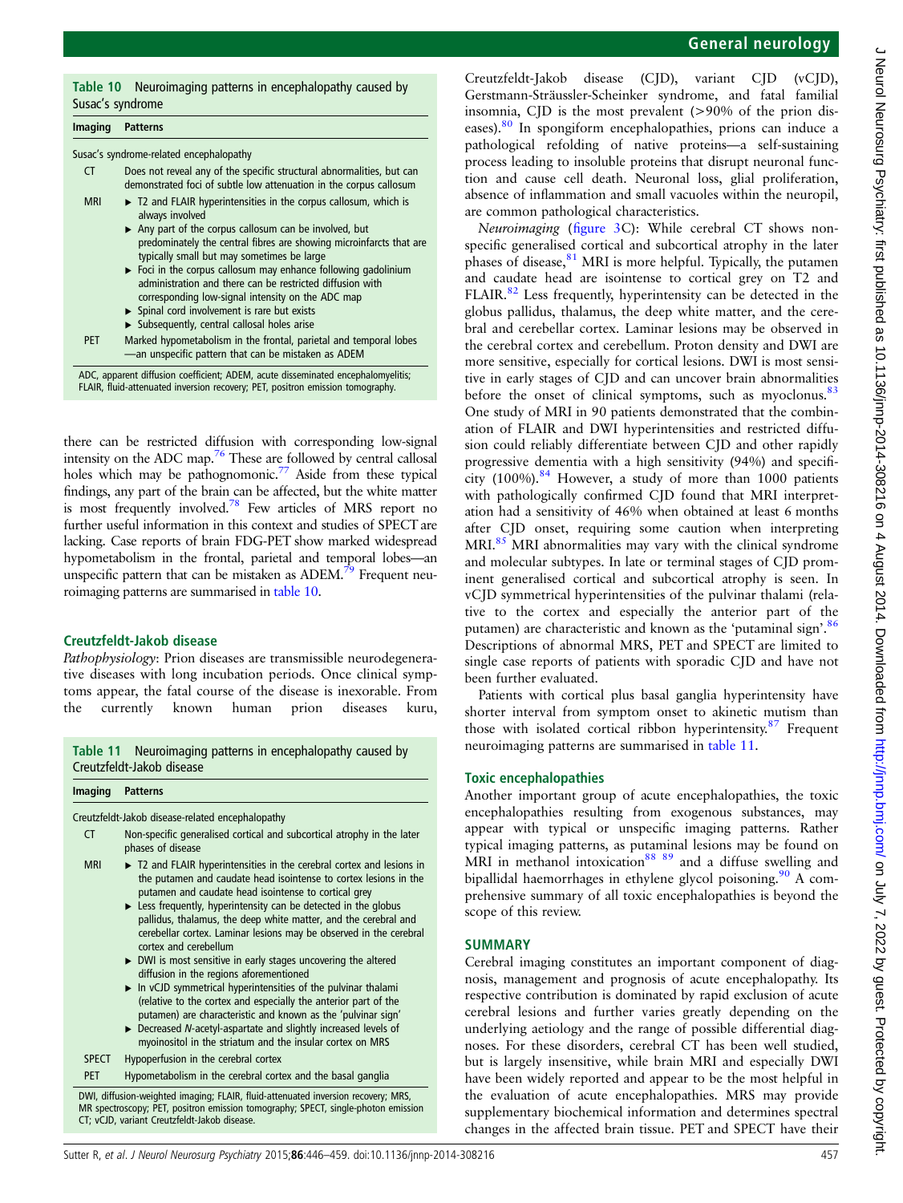**Table 10** Neuroimaging patterns in encephalopathy caused by Susac's syndrome

| Imaging | Patterns |
|---|---|
| Susac's syndrome-related encephalopathy | |
| CT | Does not reveal any of the specific structural abnormalities, but can demonstrated foci of subtle low attenuation in the corpus callosum |
| MRI | ▸ T2 and FLAIR hyperintensities in the corpus callosum, which is always involved<br>▸ Any part of the corpus callosum can be involved, but predominately the central fibres are showing microinfarcts that are typically small but may sometimes be large<br>▸ Foci in the corpus callosum may enhance following gadolinium administration and there can be restricted diffusion with corresponding low-signal intensity on the ADC map<br>▸ Spinal cord involvement is rare but exists<br>▸ Subsequently, central callosal holes arise |
| PET | Marked hypometabolism in the frontal, parietal and temporal lobes—an unspecific pattern that can be mistaken as ADEM |

ADC, apparent diffusion coefficient; ADEM, acute disseminated encephalomyelitis; FLAIR, fluid-attenuated inversion recovery; PET, positron emission tomography.

there can be restricted diffusion with corresponding low-signal intensity on the ADC map.[76] These are followed by central callosal holes which may be pathognomonic.[77] Aside from these typical findings, any part of the brain can be affected, but the white matter is most frequently involved.[78] Few articles of MRS report no further useful information in this context and studies of SPECT are lacking. Case reports of brain FDG-PET show marked widespread hypometabolism in the frontal, parietal and temporal lobes—an unspecific pattern that can be mistaken as ADEM.[79] Frequent neuroimaging patterns are summarised in table 10.

## Creutzfeldt-Jakob disease

*Pathophysiology*: Prion diseases are transmissible neurodegenerative diseases with long incubation periods. Once clinical symptoms appear, the fatal course of the disease is inexorable. From the currently known human prion diseases kuru, Creutzfeldt-Jakob disease (CJD), variant CJD (vCJD), Gerstmann-Sträussler-Scheinker syndrome, and fatal familial insomnia, CJD is the most prevalent (>90% of the prion diseases).[80] In spongiform encephalopathies, prions can induce a pathological refolding of native proteins—a self-sustaining process leading to insoluble proteins that disrupt neuronal function and cause cell death. Neuronal loss, glial proliferation, absence of inflammation and small vacuoles within the neuropil, are common pathological characteristics.

*Neuroimaging* (figure 3C): While cerebral CT shows non-specific generalised cortical and subcortical atrophy in the later phases of disease,[81] MRI is more helpful. Typically, the putamen and caudate head are isointense to cortical grey on T2 and FLAIR.[82] Less frequently, hyperintensity can be detected in the globus pallidus, thalamus, the deep white matter, and the cerebral and cerebellar cortex. Laminar lesions may be observed in the cerebral cortex and cerebellum. Proton density and DWI are more sensitive, especially for cortical lesions. DWI is most sensitive in early stages of CJD and can uncover brain abnormalities before the onset of clinical symptoms, such as myoclonus.[83] One study of MRI in 90 patients demonstrated that the combination of FLAIR and DWI hyperintensities and restricted diffusion could reliably differentiate between CJD and other rapidly progressive dementia with a high sensitivity (94%) and specificity (100%).[84] However, a study of more than 1000 patients with pathologically confirmed CJD found that MRI interpretation had a sensitivity of 46% when obtained at least 6 months after CJD onset, requiring some caution when interpreting MRI.[85] MRI abnormalities may vary with the clinical syndrome and molecular subtypes. In late or terminal stages of CJD prominent generalised cortical and subcortical atrophy is seen. In vCJD symmetrical hyperintensities of the pulvinar thalami (relative to the cortex and especially the anterior part of the putamen) are characteristic and known as the 'putaminal sign'.[86] Descriptions of abnormal MRS, PET and SPECT are limited to single case reports of patients with sporadic CJD and have not been further evaluated.

Patients with cortical plus basal ganglia hyperintensity have shorter interval from symptom onset to akinetic mutism than those with isolated cortical ribbon hyperintensity.[87] Frequent neuroimaging patterns are summarised in table 11.

**Table 11** Neuroimaging patterns in encephalopathy caused by Creutzfeldt-Jakob disease

| Imaging | Patterns |
|---|---|
| Creutzfeldt-Jakob disease-related encephalopathy | |
| CT | Non-specific generalised cortical and subcortical atrophy in the later phases of disease |
| MRI | ▸ T2 and FLAIR hyperintensities in the cerebral cortex and lesions in the putamen and caudate head isointense to cortex lesions in the putamen and caudate head isointense to cortical grey<br>▸ Less frequently, hyperintensity can be detected in the globus pallidus, thalamus, the deep white matter, and the cerebral and cerebellar cortex. Laminar lesions may be observed in the cerebral cortex and cerebellum<br>▸ DWI is most sensitive in early stages uncovering the altered diffusion in the regions aforementioned<br>▸ In vCJD symmetrical hyperintensities of the pulvinar thalami (relative to the cortex and especially the anterior part of the putamen) are characteristic and known as the 'pulvinar sign'<br>▸ Decreased *N*-acetyl-aspartate and slightly increased levels of myoinositol in the striatum and the insular cortex on MRS |
| SPECT | Hypoperfusion in the cerebral cortex |
| PET | Hypometabolism in the cerebral cortex and the basal ganglia |

DWI, diffusion-weighted imaging; FLAIR, fluid-attenuated inversion recovery; MRS, MR spectroscopy; PET, positron emission tomography; SPECT, single-photon emission CT; vCJD, variant Creutzfeldt-Jakob disease.

## Toxic encephalopathies

Another important group of acute encephalopathies, the toxic encephalopathies resulting from exogenous substances, may appear with typical or unspecific imaging patterns. Rather typical imaging patterns, as putaminal lesions may be found on MRI in methanol intoxication[88,89] and a diffuse swelling and bipallidal haemorrhages in ethylene glycol poisoning.[90] A comprehensive summary of all toxic encephalopathies is beyond the scope of this review.

## SUMMARY

Cerebral imaging constitutes an important component of diagnosis, management and prognosis of acute encephalopathy. Its respective contribution is dominated by rapid exclusion of acute cerebral lesions and further varies greatly depending on the underlying aetiology and the range of possible differential diagnoses. For these disorders, cerebral CT has been well studied, but is largely insensitive, while brain MRI and especially DWI have been widely reported and appear to be the most helpful in the evaluation of acute encephalopathies. MRS may provide supplementary biochemical information and determines spectral changes in the affected brain tissue. PET and SPECT have their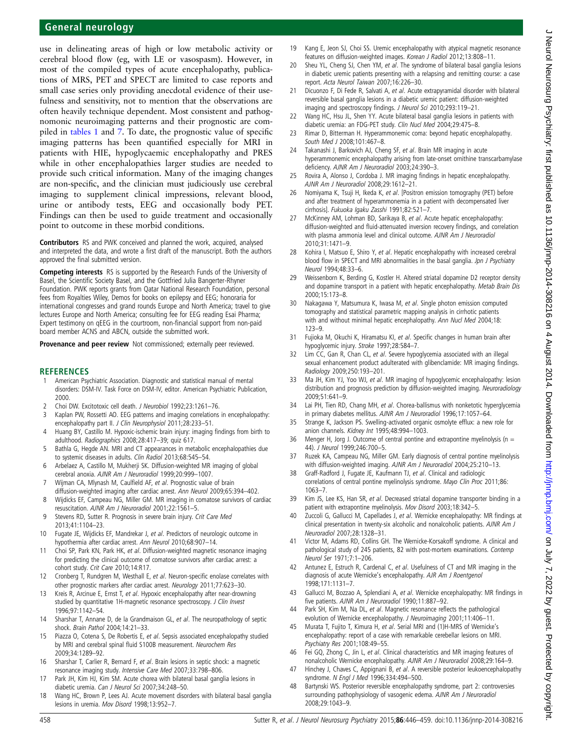use in delineating areas of high or low metabolic activity or cerebral blood flow (eg, with LE or vasospasm). However, in most of the compiled types of acute encephalopathy, publications of MRS, PET and SPECT are limited to case reports and small case series only providing anecdotal evidence of their usefulness and sensitivity, not to mention that the observations are often heavily technique dependent. Most consistent and pathognomonic neuroimaging patterns and their prognostic are compiled in tables 1 and 7. To date, the prognostic value of specific imaging patterns has been quantified especially for MRI in patients with HIE, hypoglycaemic encephalopathy and PRES while in other encephalopathies larger studies are needed to provide such critical information. Many of the imaging changes are non-specific, and the clinician must judiciously use cerebral imaging to supplement clinical impressions, relevant blood, urine or antibody tests, EEG and occasionally body PET. Findings can then be used to guide treatment and occasionally point to outcome in these morbid conditions.

**Contributors** RS and PWK conceived and planned the work, acquired, analysed and interpreted the data, and wrote a first draft of the manuscript. Both the authors approved the final submitted version.

**Competing interests** RS is supported by the Research Funds of the University of Basel, the Scientific Society Basel, and the Gottfried Julia Bangerter-Rhyner Foundation. PWK reports grants from Qatar National Research Foundation, personal fees from Royalties Wiley, Demos for books on epilepsy and EEG; honoraria for international congresses and grand rounds Europe and North America; travel to give lectures Europe and North America; consulting fee for EEG reading Esai Pharma; Expert testimony on qEEG in the courtroom, non-financial support from non-paid board member ACNS and ABCN, outside the submitted work.

**Provenance and peer review** Not commissioned; externally peer reviewed.

## REFERENCES

1. American Psychiatric Association. Diagnostic and statistical manual of mental disorders: DSM-IV. Task Force on DSM-IV, editor. American Psychiatric Publication, 2000.
2. Choi DW. Excitotoxic cell death. *J Neurobiol* 1992;23:1261–76.
3. Kaplan PW, Rossetti AO. EEG patterns and imaging correlations in encephalopathy: encephalopathy part II. *J Clin Neurophysiol* 2011;28:233–51.
4. Huang BY, Castillo M. Hypoxic-ischemic brain injury: imaging findings from birth to adulthood. *Radiographics* 2008;28:417–39; quiz 617.
5. Bathla G, Hegde AN. MRI and CT appearances in metabolic encephalopathies due to systemic diseases in adults. *Clin Radiol* 2013;68:545–54.
6. Arbelaez A, Castillo M, Mukherji SK. Diffusion-weighted MR imaging of global cerebral anoxia. *AJNR Am J Neuroradiol* 1999;20:999–1007.
7. Wijman CA, Mlynash M, Caulfield AF, *et al*. Prognostic value of brain diffusion-weighted imaging after cardiac arrest. *Ann Neurol* 2009;65:394–402.
8. Wijdicks EF, Campeau NG, Miller GM. MR imaging in comatose survivors of cardiac resuscitation. *AJNR Am J Neuroradiol* 2001;22:1561–5.
9. Stevens RD, Sutter R. Prognosis in severe brain injury. *Crit Care Med* 2013;41:1104–23.
10. Fugate JE, Wijdicks EF, Mandrekar J, *et al*. Predictors of neurologic outcome in hypothermia after cardiac arrest. *Ann Neurol* 2010;68:907–14.
11. Choi SP, Park KN, Park HK, *et al*. Diffusion-weighted magnetic resonance imaging for predicting the clinical outcome of comatose survivors after cardiac arrest: a cohort study. *Crit Care* 2010;14:R17.
12. Cronberg T, Rundgren M, Westhall E, *et al*. Neuron-specific enolase correlates with other prognostic markers after cardiac arrest. *Neurology* 2011;77:623–30.
13. Kreis R, Arcinue E, Ernst T, *et al*. Hypoxic encephalopathy after near-drowning studied by quantitative 1H-magnetic resonance spectroscopy. *J Clin Invest* 1996;97:1142–54.
14. Sharshar T, Annane D, de la Grandmaison GL, *et al*. The neuropathology of septic shock. *Brain Pathol* 2004;14:21–33.
15. Piazza O, Cotena S, De Robertis E, *et al*. Sepsis associated encephalopathy studied by MRI and cerebral spinal fluid S100B measurement. *Neurochem Res* 2009;34:1289–92.
16. Sharshar T, Carlier R, Bernard F, *et al*. Brain lesions in septic shock: a magnetic resonance imaging study. *Intensive Care Med* 2007;33:798–806.
17. Park JH, Kim HJ, Kim SM. Acute chorea with bilateral basal ganglia lesions in diabetic uremia. *Can J Neurol Sci* 2007;34:248–50.
18. Wang HC, Brown P, Lees AJ. Acute movement disorders with bilateral basal ganglia lesions in uremia. *Mov Disord* 1998;13:952–7.
19. Kang E, Jeon SJ, Choi SS. Uremic encephalopathy with atypical magnetic resonance features on diffusion-weighted images. *Korean J Radiol* 2012;13:808–11.
20. Sheu YL, Cheng SJ, Chen YM, *et al*. The syndrome of bilateral basal ganglia lesions in diabetic uremic patients presenting with a relapsing and remitting course: a case report. *Acta Neurol Taiwan* 2007;16:226–30.
21. Dicuonzo F, Di Fede R, Salvati A, *et al*. Acute extrapyramidal disorder with bilateral reversible basal ganglia lesions in a diabetic uremic patient: diffusion-weighted imaging and spectroscopy findings. *J Neurol Sci* 2010;293:119–21.
22. Wang HC, Hsu JL, Shen YY. Acute bilateral basal ganglia lesions in patients with diabetic uremia: an FDG-PET study. *Clin Nucl Med* 2004;29:475–8.
23. Rimar D, Bitterman H. Hyperammonemic coma: beyond hepatic encephalopathy. *South Med J* 2008;101:467–8.
24. Takanashi J, Barkovich AJ, Cheng SF, *et al*. Brain MR imaging in acute hyperammonemic encephalopathy arising from late-onset ornithine transcarbamylase deficiency. *AJNR Am J Neuroradiol* 2003;24:390–3.
25. Rovira A, Alonso J, Cordoba J. MR imaging findings in hepatic encephalopathy. *AJNR Am J Neuroradiol* 2008;29:1612–21.
26. Nomiyama K, Tsuji H, Ikeda K, *et al*. [Positron emission tomography (PET) before and after treatment of hyperammonemia in a patient with decompensated liver cirrhosis]. *Fukuoka Igaku Zasshi* 1991;82:521–7.
27. McKinney AM, Lohman BD, Sarikaya B, *et al*. Acute hepatic encephalopathy: diffusion-weighted and fluid-attenuated inversion recovery findings, and correlation with plasma ammonia level and clinical outcome. *AJNR Am J Neuroradiol* 2010;31:1471–9.
28. Kohira I, Matsuo E, Shiro Y, *et al*. Hepatic encephalopathy with increased cerebral blood flow in SPECT and MRI abnormalities in the basal ganglia. *Jpn J Psychiatry Neurol* 1994;48:33–6.
29. Weissenborn K, Berding G, Kostler H. Altered striatal dopamine D2 receptor density and dopamine transport in a patient with hepatic encephalopathy. *Metab Brain Dis* 2000;15:173–8.
30. Nakagawa Y, Matsumura K, Iwasa M, *et al*. Single photon emission computed tomography and statistical parametric mapping analysis in cirrhotic patients with and without minimal hepatic encephalopathy. *Ann Nucl Med* 2004;18:123–9.
31. Fujioka M, Okuchi K, Hiramatsu KI, *et al*. Specific changes in human brain after hypoglycemic injury. *Stroke* 1997;28:584–7.
32. Lim CC, Gan R, Chan CL, *et al*. Severe hypoglycemia associated with an illegal sexual enhancement product adulterated with glibenclamide: MR imaging findings. *Radiology* 2009;250:193–201.
33. Ma JH, Kim YJ, Yoo WJ, *et al*. MR imaging of hypoglycemic encephalopathy: lesion distribution and prognosis prediction by diffusion-weighted imaging. *Neuroradiology* 2009;51:641–9.
34. Lai PH, Tien RD, Chang MH, *et al*. Chorea-ballismus with nonketotic hyperglycemia in primary diabetes mellitus. *AJNR Am J Neuroradiol* 1996;17:1057–64.
35. Strange K, Jackson PS. Swelling-activated organic osmolyte efflux: a new role for anion channels. *Kidney Int* 1995;48:994–1003.
36. Menger H, Jorg J. Outcome of central pontine and extrapontine myelinolysis (n = 44). *J Neurol* 1999;246:700–5.
37. Ruzek KA, Campeau NG, Miller GM. Early diagnosis of central pontine myelinolysis with diffusion-weighted imaging. *AJNR Am J Neuroradiol* 2004;25:210–13.
38. Graff-Radford J, Fugate JE, Kaufmann TJ, *et al*. Clinical and radiologic correlations of central pontine myelinolysis syndrome. *Mayo Clin Proc* 2011;86:1063–7.
39. Kim JS, Lee KS, Han SR, *et al*. Decreased striatal dopamine transporter binding in a patient with extrapontine myelinolysis. *Mov Disord* 2003;18:342–5.
40. Zuccoli G, Gallucci M, Capellades J, *et al*. Wernicke encephalopathy: MR findings at clinical presentation in twenty-six alcoholic and nonalcoholic patients. *AJNR Am J Neuroradiol* 2007;28:1328–31.
41. Victor M, Adams RD, Collins GH. The Wernicke-Korsakoff syndrome. A clinical and pathological study of 245 patients, 82 with post-mortem examinations. *Contemp Neurol Ser* 1971;7:1–206.
42. Antunez E, Estruch R, Cardenal C, *et al*. Usefulness of CT and MR imaging in the diagnosis of acute Wernicke's encephalopathy. *AJR Am J Roentgenol* 1998;171:1131–7.
43. Gallucci M, Bozzao A, Splendiani A, *et al*. Wernicke encephalopathy: MR findings in five patients. *AJNR Am J Neuroradiol* 1990;11:887–92.
44. Park SH, Kim M, Na DL, *et al*. Magnetic resonance reflects the pathological evolution of Wernicke encephalopathy. *J Neuroimaging* 2001;11:406–11.
45. Murata T, Fujito T, Kimura H, *et al*. Serial MRI and (1)H-MRS of Wernicke's encephalopathy: report of a case with remarkable cerebellar lesions on MRI. *Psychiatry Res* 2001;108:49–55.
46. Fei GQ, Zhong C, Jin L, *et al*. Clinical characteristics and MR imaging features of nonalcoholic Wernicke encephalopathy. *AJNR Am J Neuroradiol* 2008;29:164–9.
47. Hinchey J, Chaves C, Appignani B, *et al*. A reversible posterior leukoencephalopathy syndrome. *N Engl J Med* 1996;334:494–500.
48. Bartynski WS. Posterior reversible encephalopathy syndrome, part 2: controversies surrounding pathophysiology of vasogenic edema. *AJNR Am J Neuroradiol* 2008;29:1043–9.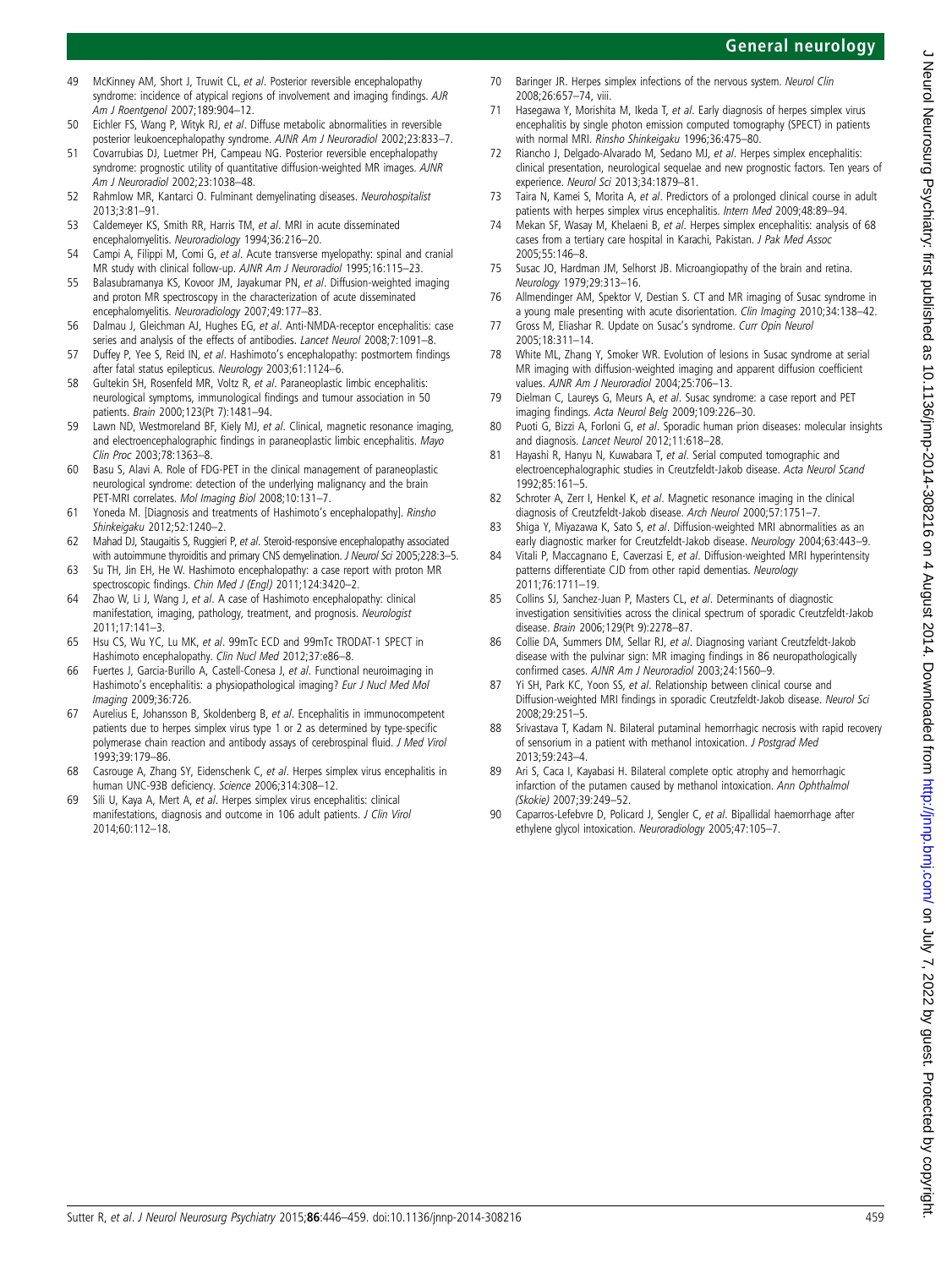49 McKinney AM, Short J, Truwit CL, *et al*. Posterior reversible encephalopathy syndrome: incidence of atypical regions of involvement and imaging findings. *AJR Am J Roentgenol* 2007;189:904–12.
50 Eichler FS, Wang P, Wityk RJ, *et al*. Diffuse metabolic abnormalities in reversible posterior leukoencephalopathy syndrome. *AJNR Am J Neuroradiol* 2002;23:833–7.
51 Covarrubias DJ, Luetmer PH, Campeau NG. Posterior reversible encephalopathy syndrome: prognostic utility of quantitative diffusion-weighted MR images. *AJNR Am J Neuroradiol* 2002;23:1038–48.
52 Rahmlow MR, Kantarci O. Fulminant demyelinating diseases. *Neurohospitalist* 2013;3:81–91.
53 Caldemeyer KS, Smith RR, Harris TM, *et al*. MRI in acute disseminated encephalomyelitis. *Neuroradiology* 1994;36:216–20.
54 Campi A, Filippi M, Comi G, *et al*. Acute transverse myelopathy: spinal and cranial MR study with clinical follow-up. *AJNR Am J Neuroradiol* 1995;16:115–23.
55 Balasubramanya KS, Kovoor JM, Jayakumar PN, *et al*. Diffusion-weighted imaging and proton MR spectroscopy in the characterization of acute disseminated encephalomyelitis. *Neuroradiology* 2007;49:177–83.
56 Dalmau J, Gleichman AJ, Hughes EG, *et al*. Anti-NMDA-receptor encephalitis: case series and analysis of the effects of antibodies. *Lancet Neurol* 2008;7:1091–8.
57 Duffey P, Yee S, Reid IN, *et al*. Hashimoto's encephalopathy: postmortem findings after fatal status epilepticus. *Neurology* 2003;61:1124–6.
58 Gultekin SH, Rosenfeld MR, Voltz R, *et al*. Paraneoplastic limbic encephalitis: neurological symptoms, immunological findings and tumour association in 50 patients. *Brain* 2000;123(Pt 7):1481–94.
59 Lawn ND, Westmoreland BF, Kiely MJ, *et al*. Clinical, magnetic resonance imaging, and electroencephalographic findings in paraneoplastic limbic encephalitis. *Mayo Clin Proc* 2003;78:1363–8.
60 Basu S, Alavi A. Role of FDG-PET in the clinical management of paraneoplastic neurological syndrome: detection of the underlying malignancy and the brain PET-MRI correlates. *Mol Imaging Biol* 2008;10:131–7.
61 Yoneda M. [Diagnosis and treatments of Hashimoto's encephalopathy]. *Rinsho Shinkeigaku* 2012;52:1240–2.
62 Mahad DJ, Staugaitis S, Ruggieri P, *et al*. Steroid-responsive encephalopathy associated with autoimmune thyroiditis and primary CNS demyelination. *J Neurol Sci* 2005;228:3–5.
63 Su TH, Jin EH, He W. Hashimoto encephalopathy: a case report with proton MR spectroscopic findings. *Chin Med J (Engl)* 2011;124:3420–2.
64 Zhao W, Li J, Wang J, *et al*. A case of Hashimoto encephalopathy: clinical manifestation, imaging, pathology, treatment, and prognosis. *Neurologist* 2011;17:141–3.
65 Hsu CS, Wu YC, Lu MK, *et al*. 99mTc ECD and 99mTc TRODAT-1 SPECT in Hashimoto encephalopathy. *Clin Nucl Med* 2012;37:e86–8.
66 Fuertes J, Garcia-Burillo A, Castell-Conesa J, *et al*. Functional neuroimaging in Hashimoto's encephalitis: a physiopathological imaging? *Eur J Nucl Med Mol Imaging* 2009;36:726.
67 Aurelius E, Johansson B, Skoldenberg B, *et al*. Encephalitis in immunocompetent patients due to herpes simplex virus type 1 or 2 as determined by type-specific polymerase chain reaction and antibody assays of cerebrospinal fluid. *J Med Virol* 1993;39:179–86.
68 Casrouge A, Zhang SY, Eidenschenk C, *et al*. Herpes simplex virus encephalitis in human UNC-93B deficiency. *Science* 2006;314:308–12.
69 Sili U, Kaya A, Mert A, *et al*. Herpes simplex virus encephalitis: clinical manifestations, diagnosis and outcome in 106 adult patients. *J Clin Virol* 2014;60:112–18.
70 Baringer JR. Herpes simplex infections of the nervous system. *Neurol Clin* 2008;26:657–74, viii.
71 Hasegawa Y, Morishita M, Ikeda T, *et al*. Early diagnosis of herpes simplex virus encephalitis by single photon emission computed tomography (SPECT) in patients with normal MRI. *Rinsho Shinkeigaku* 1996;36:475–80.
72 Riancho J, Delgado-Alvarado M, Sedano MJ, *et al*. Herpes simplex encephalitis: clinical presentation, neurological sequelae and new prognostic factors. Ten years of experience. *Neurol Sci* 2013;34:1879–81.
73 Taira N, Kamei S, Morita A, *et al*. Predictors of a prolonged clinical course in adult patients with herpes simplex virus encephalitis. *Intern Med* 2009;48:89–94.
74 Mekan SF, Wasay M, Khelaeni B, *et al*. Herpes simplex encephalitis: analysis of 68 cases from a tertiary care hospital in Karachi, Pakistan. *J Pak Med Assoc* 2005;55:146–8.
75 Susac JO, Hardman JM, Selhorst JB. Microangiopathy of the brain and retina. *Neurology* 1979;29:313–16.
76 Allmendinger AM, Spektor V, Destian S. CT and MR imaging of Susac syndrome in a young male presenting with acute disorientation. *Clin Imaging* 2010;34:138–42.
77 Gross M, Eliashar R. Update on Susac's syndrome. *Curr Opin Neurol* 2005;18:311–14.
78 White ML, Zhang Y, Smoker WR. Evolution of lesions in Susac syndrome at serial MR imaging with diffusion-weighted imaging and apparent diffusion coefficient values. *AJNR Am J Neuroradiol* 2004;25:706–13.
79 Dielman C, Laureys G, Meurs A, *et al*. Susac syndrome: a case report and PET imaging findings. *Acta Neurol Belg* 2009;109:226–30.
80 Puoti G, Bizzi A, Forloni G, *et al*. Sporadic human prion diseases: molecular insights and diagnosis. *Lancet Neurol* 2012;11:618–28.
81 Hayashi R, Hanyu N, Kuwabara T, *et al*. Serial computed tomographic and electroencephalographic studies in Creutzfeldt-Jakob disease. *Acta Neurol Scand* 1992;85:161–5.
82 Schroter A, Zerr I, Henkel K, *et al*. Magnetic resonance imaging in the clinical diagnosis of Creutzfeldt-Jakob disease. *Arch Neurol* 2000;57:1751–7.
83 Shiga Y, Miyazawa K, Sato S, *et al*. Diffusion-weighted MRI abnormalities as an early diagnostic marker for Creutzfeldt-Jakob disease. *Neurology* 2004;63:443–9.
84 Vitali P, Maccagnano E, Caverzasi E, *et al*. Diffusion-weighted MRI hyperintensity patterns differentiate CJD from other rapid dementias. *Neurology* 2011;76:1711–19.
85 Collins SJ, Sanchez-Juan P, Masters CL, *et al*. Determinants of diagnostic investigation sensitivities across the clinical spectrum of sporadic Creutzfeldt-Jakob disease. *Brain* 2006;129(Pt 9):2278–87.
86 Collie DA, Summers DM, Sellar RJ, *et al*. Diagnosing variant Creutzfeldt-Jakob disease with the pulvinar sign: MR imaging findings in 86 neuropathologically confirmed cases. *AJNR Am J Neuroradiol* 2003;24:1560–9.
87 Yi SH, Park KC, Yoon SS, *et al*. Relationship between clinical course and Diffusion-weighted MRI findings in sporadic Creutzfeldt-Jakob disease. *Neurol Sci* 2008;29:251–5.
88 Srivastava T, Kadam N. Bilateral putaminal hemorrhagic necrosis with rapid recovery of sensorium in a patient with methanol intoxication. *J Postgrad Med* 2013;59:243–4.
89 Ari S, Caca I, Kayabasi H. Bilateral complete optic atrophy and hemorrhagic infarction of the putamen caused by methanol intoxication. *Ann Ophthalmol (Skokie)* 2007;39:249–52.
90 Caparros-Lefebvre D, Policard J, Sengler C, *et al*. Bipallidal haemorrhage after ethylene glycol intoxication. *Neuroradiology* 2005;47:105–7.